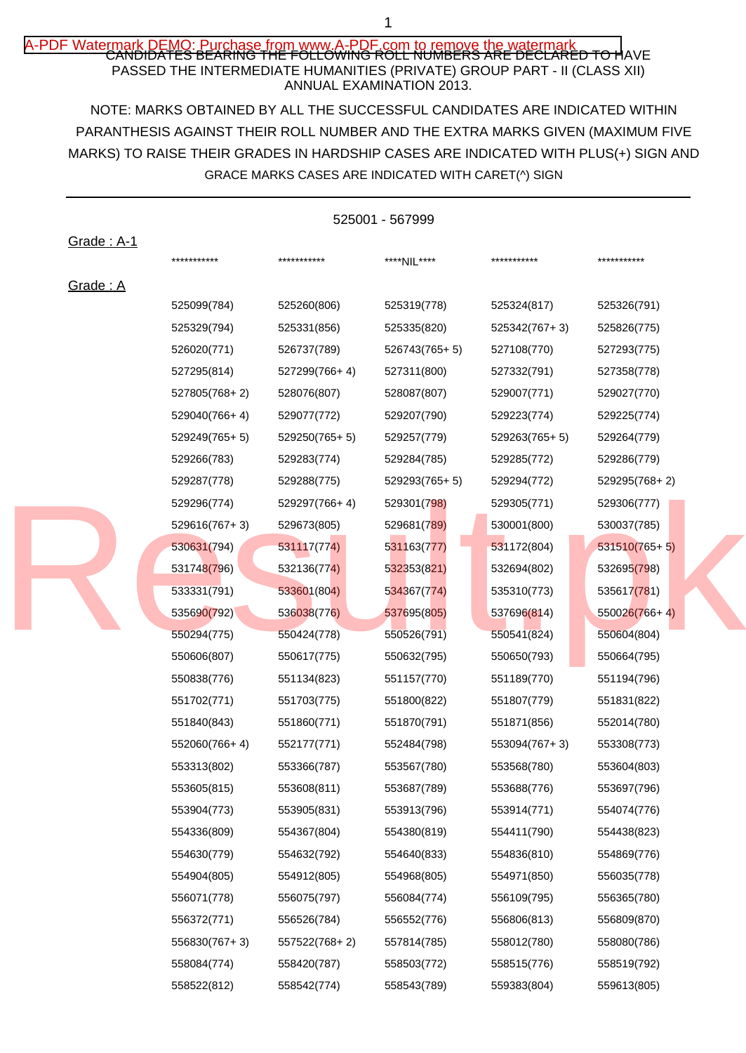CANDIDATES BEARING THE FOLLOWING ROLL NUMBERS ARE DECLARED TO HAVE PASSED THE INTERMEDIATE HUMANITIES (PRIVATE) GROUP PART - II (CLASS XII) ANNUAL EXAMINATION 2013.

NOTE: MARKS OBTAINED BY ALL THE SUCCESSFUL CANDIDATES ARE INDICATED WITHIN PARANTHESIS AGAINST THEIR ROLL NUMBER AND THE EXTRA MARKS GIVEN (MAXIMUM FIVE MARKS) TO RAISE THEIR GRADES IN HARDSHIP CASES ARE INDICATED WITH PLUS(+) SIGN AND GRACE MARKS CASES ARE INDICATED WITH CARET(^) SIGN

525001 - 567999

Grade : A-1

*********** *********** ****NIL**** *********** ***********

Grade : A

| | | | | |
|---|---|---|---|---|
| 525099(784) | 525260(806) | 525319(778) | 525324(817) | 525326(791) |
| 525329(794) | 525331(856) | 525335(820) | 525342(767+ 3) | 525826(775) |
| 526020(771) | 526737(789) | 526743(765+ 5) | 527108(770) | 527293(775) |
| 527295(814) | 527299(766+ 4) | 527311(800) | 527332(791) | 527358(778) |
| 527805(768+ 2) | 528076(807) | 528087(807) | 529007(771) | 529027(770) |
| 529040(766+ 4) | 529077(772) | 529207(790) | 529223(774) | 529225(774) |
| 529249(765+ 5) | 529250(765+ 5) | 529257(779) | 529263(765+ 5) | 529264(779) |
| 529266(783) | 529283(774) | 529284(785) | 529285(772) | 529286(779) |
| 529287(778) | 529288(775) | 529293(765+ 5) | 529294(772) | 529295(768+ 2) |
| 529296(774) | 529297(766+ 4) | 529301(798) | 529305(771) | 529306(777) |
| 529616(767+ 3) | 529673(805) | 529681(789) | 530001(800) | 530037(785) |
| 530631(794) | 531117(774) | 531163(777) | 531172(804) | 531510(765+ 5) |
| 531748(796) | 532136(774) | 532353(821) | 532694(802) | 532695(798) |
| 533331(791) | 533601(804) | 534367(774) | 535310(773) | 535617(781) |
| 535690(792) | 536038(776) | 537695(805) | 537696(814) | 550026(766+ 4) |
| 550294(775) | 550424(778) | 550526(791) | 550541(824) | 550604(804) |
| 550606(807) | 550617(775) | 550632(795) | 550650(793) | 550664(795) |
| 550838(776) | 551134(823) | 551157(770) | 551189(770) | 551194(796) |
| 551702(771) | 551703(775) | 551800(822) | 551807(779) | 551831(822) |
| 551840(843) | 551860(771) | 551870(791) | 551871(856) | 552014(780) |
| 552060(766+ 4) | 552177(771) | 552484(798) | 553094(767+ 3) | 553308(773) |
| 553313(802) | 553366(787) | 553567(780) | 553568(780) | 553604(803) |
| 553605(815) | 553608(811) | 553687(789) | 553688(776) | 553697(796) |
| 553904(773) | 553905(831) | 553913(796) | 553914(771) | 554074(776) |
| 554336(809) | 554367(804) | 554380(819) | 554411(790) | 554438(823) |
| 554630(779) | 554632(792) | 554640(833) | 554836(810) | 554869(776) |
| 554904(805) | 554912(805) | 554968(805) | 554971(850) | 556035(778) |
| 556071(778) | 556075(797) | 556084(774) | 556109(795) | 556365(780) |
| 556372(771) | 556526(784) | 556552(776) | 556806(813) | 556809(870) |
| 556830(767+ 3) | 557522(768+ 2) | 557814(785) | 558012(780) | 558080(786) |
| 558084(774) | 558420(787) | 558503(772) | 558515(776) | 558519(792) |
| 558522(812) | 558542(774) | 558543(789) | 559383(804) | 559613(805) |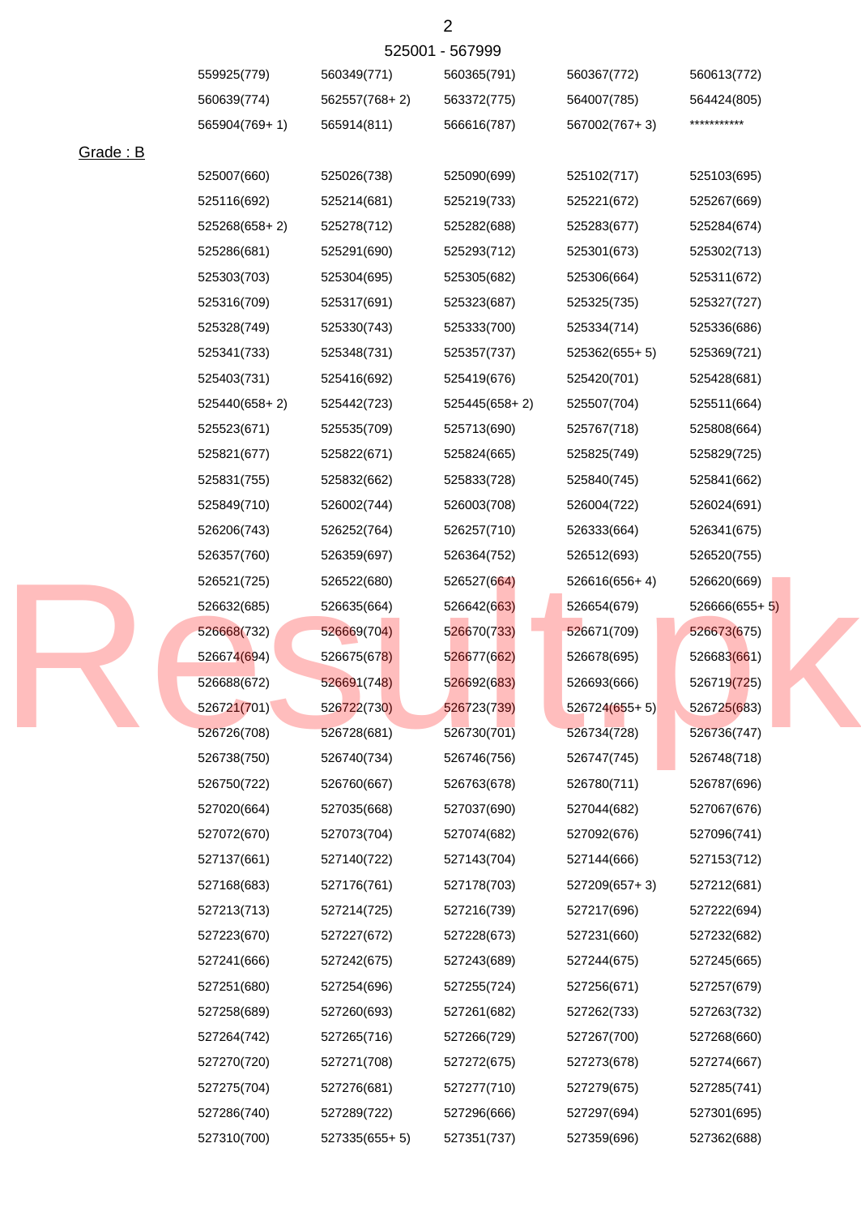525001 - 567999

| | | | | |
|---|---|---|---|---|
| 559925(779) | 560349(771) | 560365(791) | 560367(772) | 560613(772) |
| 560639(774) | 562557(768+ 2) | 563372(775) | 564007(785) | 564424(805) |
| 565904(769+ 1) | 565914(811) | 566616(787) | 567002(767+ 3) | *********** |

Grade : B

| | | | | |
|---|---|---|---|---|
| 525007(660) | 525026(738) | 525090(699) | 525102(717) | 525103(695) |
| 525116(692) | 525214(681) | 525219(733) | 525221(672) | 525267(669) |
| 525268(658+ 2) | 525278(712) | 525282(688) | 525283(677) | 525284(674) |
| 525286(681) | 525291(690) | 525293(712) | 525301(673) | 525302(713) |
| 525303(703) | 525304(695) | 525305(682) | 525306(664) | 525311(672) |
| 525316(709) | 525317(691) | 525323(687) | 525325(735) | 525327(727) |
| 525328(749) | 525330(743) | 525333(700) | 525334(714) | 525336(686) |
| 525341(733) | 525348(731) | 525357(737) | 525362(655+ 5) | 525369(721) |
| 525403(731) | 525416(692) | 525419(676) | 525420(701) | 525428(681) |
| 525440(658+ 2) | 525442(723) | 525445(658+ 2) | 525507(704) | 525511(664) |
| 525523(671) | 525535(709) | 525713(690) | 525767(718) | 525808(664) |
| 525821(677) | 525822(671) | 525824(665) | 525825(749) | 525829(725) |
| 525831(755) | 525832(662) | 525833(728) | 525840(745) | 525841(662) |
| 525849(710) | 526002(744) | 526003(708) | 526004(722) | 526024(691) |
| 526206(743) | 526252(764) | 526257(710) | 526333(664) | 526341(675) |
| 526357(760) | 526359(697) | 526364(752) | 526512(693) | 526520(755) |
| 526521(725) | 526522(680) | 526527(664) | 526616(656+ 4) | 526620(669) |
| 526632(685) | 526635(664) | 526642(663) | 526654(679) | 526666(655+ 5) |
| 526668(732) | 526669(704) | 526670(733) | 526671(709) | 526673(675) |
| 526674(694) | 526675(678) | 526677(662) | 526678(695) | 526683(661) |
| 526688(672) | 526691(748) | 526692(683) | 526693(666) | 526719(725) |
| 526721(701) | 526722(730) | 526723(739) | 526724(655+ 5) | 526725(683) |
| 526726(708) | 526728(681) | 526730(701) | 526734(728) | 526736(747) |
| 526738(750) | 526740(734) | 526746(756) | 526747(745) | 526748(718) |
| 526750(722) | 526760(667) | 526763(678) | 526780(711) | 526787(696) |
| 527020(664) | 527035(668) | 527037(690) | 527044(682) | 527067(676) |
| 527072(670) | 527073(704) | 527074(682) | 527092(676) | 527096(741) |
| 527137(661) | 527140(722) | 527143(704) | 527144(666) | 527153(712) |
| 527168(683) | 527176(761) | 527178(703) | 527209(657+ 3) | 527212(681) |
| 527213(713) | 527214(725) | 527216(739) | 527217(696) | 527222(694) |
| 527223(670) | 527227(672) | 527228(673) | 527231(660) | 527232(682) |
| 527241(666) | 527242(675) | 527243(689) | 527244(675) | 527245(665) |
| 527251(680) | 527254(696) | 527255(724) | 527256(671) | 527257(679) |
| 527258(689) | 527260(693) | 527261(682) | 527262(733) | 527263(732) |
| 527264(742) | 527265(716) | 527266(729) | 527267(700) | 527268(660) |
| 527270(720) | 527271(708) | 527272(675) | 527273(678) | 527274(667) |
| 527275(704) | 527276(681) | 527277(710) | 527279(675) | 527285(741) |
| 527286(740) | 527289(722) | 527296(666) | 527297(694) | 527301(695) |
| 527310(700) | 527335(655+ 5) | 527351(737) | 527359(696) | 527362(688) |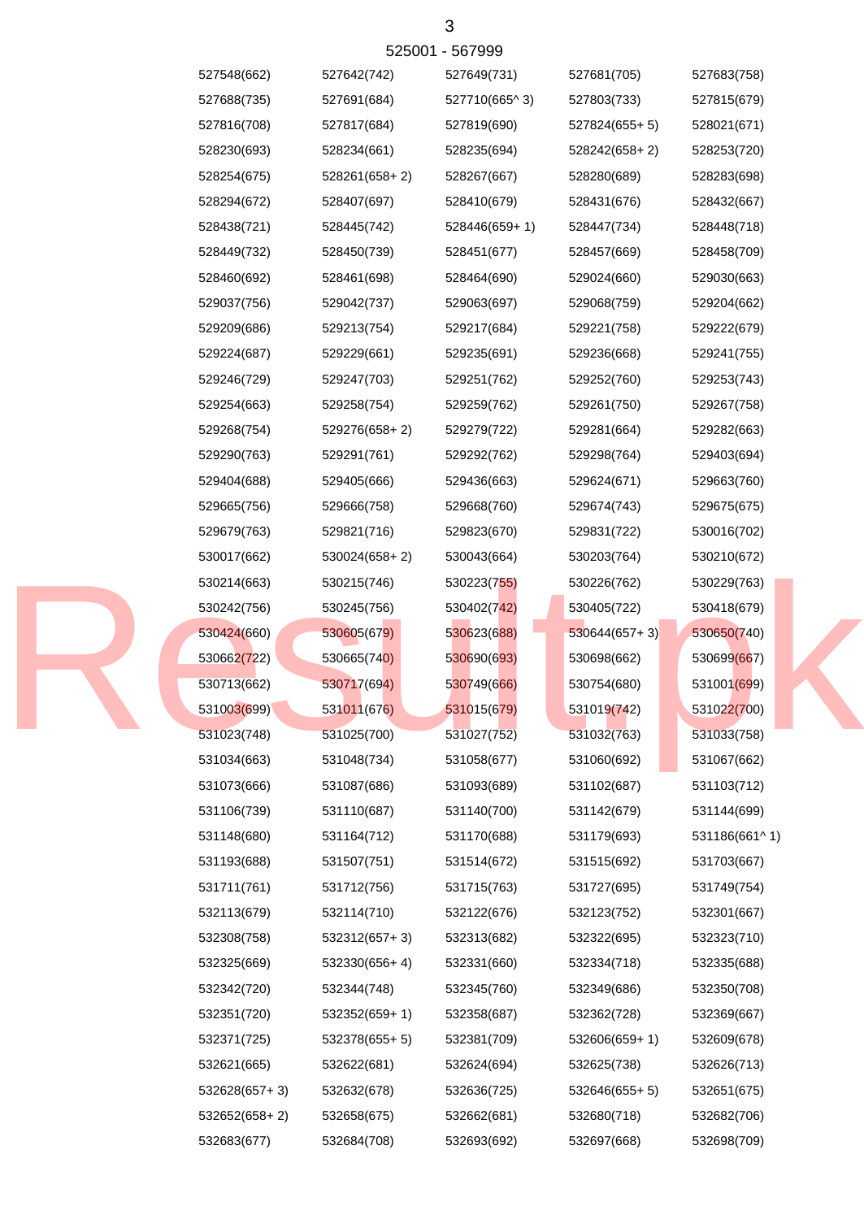525001 - 567999

| | | | | |
|---|---|---|---|---|
| 527548(662) | 527642(742) | 527649(731) | 527681(705) | 527683(758) |
| 527688(735) | 527691(684) | 527710(665^ 3) | 527803(733) | 527815(679) |
| 527816(708) | 527817(684) | 527819(690) | 527824(655+ 5) | 528021(671) |
| 528230(693) | 528234(661) | 528235(694) | 528242(658+ 2) | 528253(720) |
| 528254(675) | 528261(658+ 2) | 528267(667) | 528280(689) | 528283(698) |
| 528294(672) | 528407(697) | 528410(679) | 528431(676) | 528432(667) |
| 528438(721) | 528445(742) | 528446(659+ 1) | 528447(734) | 528448(718) |
| 528449(732) | 528450(739) | 528451(677) | 528457(669) | 528458(709) |
| 528460(692) | 528461(698) | 528464(690) | 529024(660) | 529030(663) |
| 529037(756) | 529042(737) | 529063(697) | 529068(759) | 529204(662) |
| 529209(686) | 529213(754) | 529217(684) | 529221(758) | 529222(679) |
| 529224(687) | 529229(661) | 529235(691) | 529236(668) | 529241(755) |
| 529246(729) | 529247(703) | 529251(762) | 529252(760) | 529253(743) |
| 529254(663) | 529258(754) | 529259(762) | 529261(750) | 529267(758) |
| 529268(754) | 529276(658+ 2) | 529279(722) | 529281(664) | 529282(663) |
| 529290(763) | 529291(761) | 529292(762) | 529298(764) | 529403(694) |
| 529404(688) | 529405(666) | 529436(663) | 529624(671) | 529663(760) |
| 529665(756) | 529666(758) | 529668(760) | 529674(743) | 529675(675) |
| 529679(763) | 529821(716) | 529823(670) | 529831(722) | 530016(702) |
| 530017(662) | 530024(658+ 2) | 530043(664) | 530203(764) | 530210(672) |
| 530214(663) | 530215(746) | 530223(755) | 530226(762) | 530229(763) |
| 530242(756) | 530245(756) | 530402(742) | 530405(722) | 530418(679) |
| 530424(660) | 530605(679) | 530623(688) | 530644(657+ 3) | 530650(740) |
| 530662(722) | 530665(740) | 530690(693) | 530698(662) | 530699(667) |
| 530713(662) | 530717(694) | 530749(666) | 530754(680) | 531001(699) |
| 531003(699) | 531011(676) | 531015(679) | 531019(742) | 531022(700) |
| 531023(748) | 531025(700) | 531027(752) | 531032(763) | 531033(758) |
| 531034(663) | 531048(734) | 531058(677) | 531060(692) | 531067(662) |
| 531073(666) | 531087(686) | 531093(689) | 531102(687) | 531103(712) |
| 531106(739) | 531110(687) | 531140(700) | 531142(679) | 531144(699) |
| 531148(680) | 531164(712) | 531170(688) | 531179(693) | 531186(661^ 1) |
| 531193(688) | 531507(751) | 531514(672) | 531515(692) | 531703(667) |
| 531711(761) | 531712(756) | 531715(763) | 531727(695) | 531749(754) |
| 532113(679) | 532114(710) | 532122(676) | 532123(752) | 532301(667) |
| 532308(758) | 532312(657+ 3) | 532313(682) | 532322(695) | 532323(710) |
| 532325(669) | 532330(656+ 4) | 532331(660) | 532334(718) | 532335(688) |
| 532342(720) | 532344(748) | 532345(760) | 532349(686) | 532350(708) |
| 532351(720) | 532352(659+ 1) | 532358(687) | 532362(728) | 532369(667) |
| 532371(725) | 532378(655+ 5) | 532381(709) | 532606(659+ 1) | 532609(678) |
| 532621(665) | 532622(681) | 532624(694) | 532625(738) | 532626(713) |
| 532628(657+ 3) | 532632(678) | 532636(725) | 532646(655+ 5) | 532651(675) |
| 532652(658+ 2) | 532658(675) | 532662(681) | 532680(718) | 532682(706) |
| 532683(677) | 532684(708) | 532693(692) | 532697(668) | 532698(709) |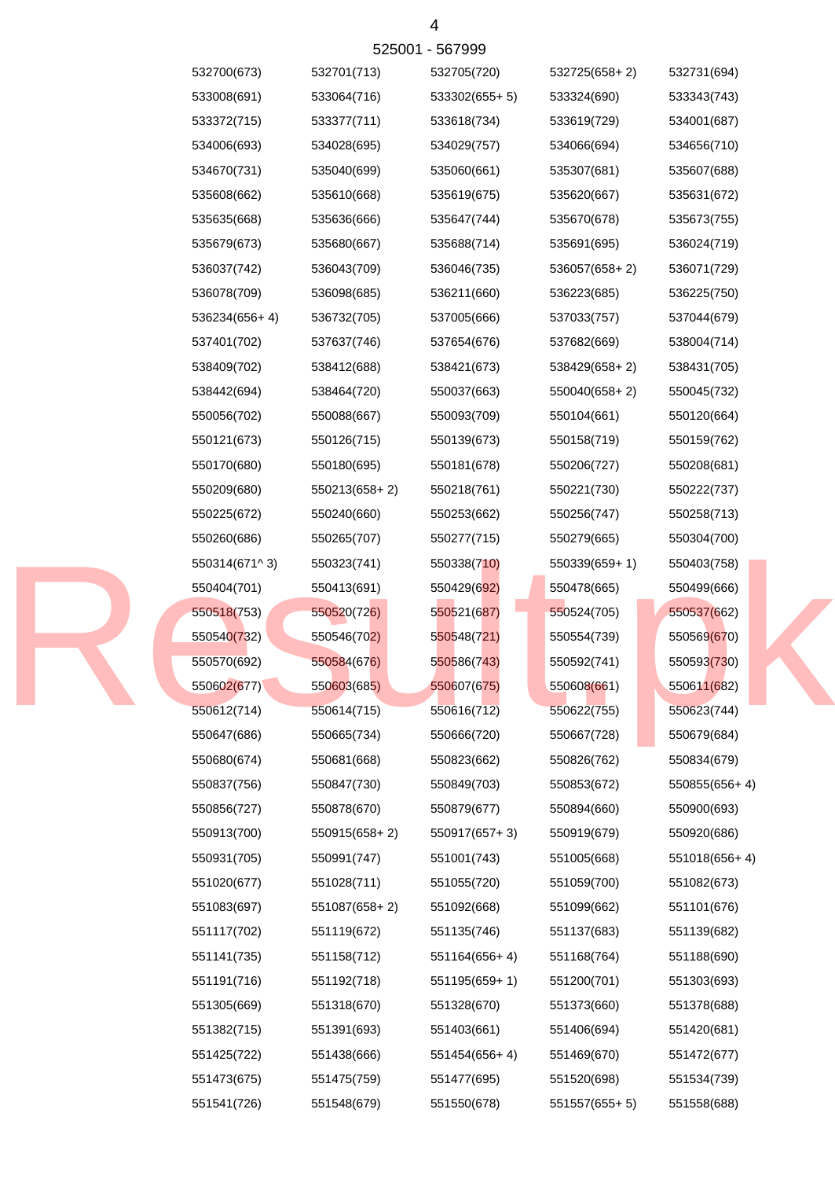525001 - 567999

| | | | | |
|---|---|---|---|---|
| 532700(673) | 532701(713) | 532705(720) | 532725(658+ 2) | 532731(694) |
| 533008(691) | 533064(716) | 533302(655+ 5) | 533324(690) | 533343(743) |
| 533372(715) | 533377(711) | 533618(734) | 533619(729) | 534001(687) |
| 534006(693) | 534028(695) | 534029(757) | 534066(694) | 534656(710) |
| 534670(731) | 535040(699) | 535060(661) | 535307(681) | 535607(688) |
| 535608(662) | 535610(668) | 535619(675) | 535620(667) | 535631(672) |
| 535635(668) | 535636(666) | 535647(744) | 535670(678) | 535673(755) |
| 535679(673) | 535680(667) | 535688(714) | 535691(695) | 536024(719) |
| 536037(742) | 536043(709) | 536046(735) | 536057(658+ 2) | 536071(729) |
| 536078(709) | 536098(685) | 536211(660) | 536223(685) | 536225(750) |
| 536234(656+ 4) | 536732(705) | 537005(666) | 537033(757) | 537044(679) |
| 537401(702) | 537637(746) | 537654(676) | 537682(669) | 538004(714) |
| 538409(702) | 538412(688) | 538421(673) | 538429(658+ 2) | 538431(705) |
| 538442(694) | 538464(720) | 550037(663) | 550040(658+ 2) | 550045(732) |
| 550056(702) | 550088(667) | 550093(709) | 550104(661) | 550120(664) |
| 550121(673) | 550126(715) | 550139(673) | 550158(719) | 550159(762) |
| 550170(680) | 550180(695) | 550181(678) | 550206(727) | 550208(681) |
| 550209(680) | 550213(658+ 2) | 550218(761) | 550221(730) | 550222(737) |
| 550225(672) | 550240(660) | 550253(662) | 550256(747) | 550258(713) |
| 550260(686) | 550265(707) | 550277(715) | 550279(665) | 550304(700) |
| 550314(671^ 3) | 550323(741) | 550338(710) | 550339(659+ 1) | 550403(758) |
| 550404(701) | 550413(691) | 550429(692) | 550478(665) | 550499(666) |
| 550518(753) | 550520(726) | 550521(687) | 550524(705) | 550537(662) |
| 550540(732) | 550546(702) | 550548(721) | 550554(739) | 550569(670) |
| 550570(692) | 550584(676) | 550586(743) | 550592(741) | 550593(730) |
| 550602(677) | 550603(685) | 550607(675) | 550608(661) | 550611(682) |
| 550612(714) | 550614(715) | 550616(712) | 550622(755) | 550623(744) |
| 550647(686) | 550665(734) | 550666(720) | 550667(728) | 550679(684) |
| 550680(674) | 550681(668) | 550823(662) | 550826(762) | 550834(679) |
| 550837(756) | 550847(730) | 550849(703) | 550853(672) | 550855(656+ 4) |
| 550856(727) | 550878(670) | 550879(677) | 550894(660) | 550900(693) |
| 550913(700) | 550915(658+ 2) | 550917(657+ 3) | 550919(679) | 550920(686) |
| 550931(705) | 550991(747) | 551001(743) | 551005(668) | 551018(656+ 4) |
| 551020(677) | 551028(711) | 551055(720) | 551059(700) | 551082(673) |
| 551083(697) | 551087(658+ 2) | 551092(668) | 551099(662) | 551101(676) |
| 551117(702) | 551119(672) | 551135(746) | 551137(683) | 551139(682) |
| 551141(735) | 551158(712) | 551164(656+ 4) | 551168(764) | 551188(690) |
| 551191(716) | 551192(718) | 551195(659+ 1) | 551200(701) | 551303(693) |
| 551305(669) | 551318(670) | 551328(670) | 551373(660) | 551378(688) |
| 551382(715) | 551391(693) | 551403(661) | 551406(694) | 551420(681) |
| 551425(722) | 551438(666) | 551454(656+ 4) | 551469(670) | 551472(677) |
| 551473(675) | 551475(759) | 551477(695) | 551520(698) | 551534(739) |
| 551541(726) | 551548(679) | 551550(678) | 551557(655+ 5) | 551558(688) |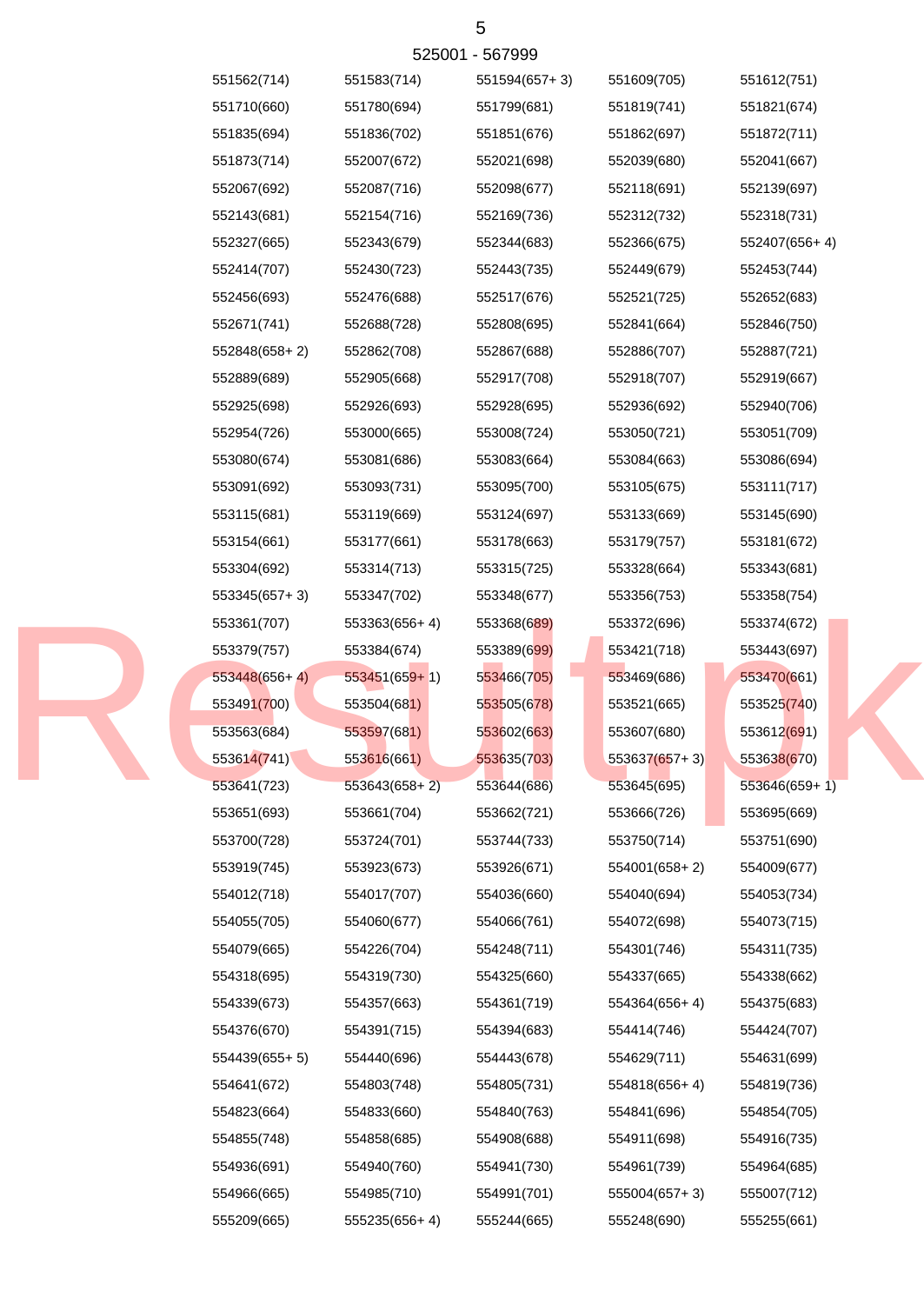525001 - 567999

| | | | | |
|---|---|---|---|---|
| 551562(714) | 551583(714) | 551594(657+ 3) | 551609(705) | 551612(751) |
| 551710(660) | 551780(694) | 551799(681) | 551819(741) | 551821(674) |
| 551835(694) | 551836(702) | 551851(676) | 551862(697) | 551872(711) |
| 551873(714) | 552007(672) | 552021(698) | 552039(680) | 552041(667) |
| 552067(692) | 552087(716) | 552098(677) | 552118(691) | 552139(697) |
| 552143(681) | 552154(716) | 552169(736) | 552312(732) | 552318(731) |
| 552327(665) | 552343(679) | 552344(683) | 552366(675) | 552407(656+ 4) |
| 552414(707) | 552430(723) | 552443(735) | 552449(679) | 552453(744) |
| 552456(693) | 552476(688) | 552517(676) | 552521(725) | 552652(683) |
| 552671(741) | 552688(728) | 552808(695) | 552841(664) | 552846(750) |
| 552848(658+ 2) | 552862(708) | 552867(688) | 552886(707) | 552887(721) |
| 552889(689) | 552905(668) | 552917(708) | 552918(707) | 552919(667) |
| 552925(698) | 552926(693) | 552928(695) | 552936(692) | 552940(706) |
| 552954(726) | 553000(665) | 553008(724) | 553050(721) | 553051(709) |
| 553080(674) | 553081(686) | 553083(664) | 553084(663) | 553086(694) |
| 553091(692) | 553093(731) | 553095(700) | 553105(675) | 553111(717) |
| 553115(681) | 553119(669) | 553124(697) | 553133(669) | 553145(690) |
| 553154(661) | 553177(661) | 553178(663) | 553179(757) | 553181(672) |
| 553304(692) | 553314(713) | 553315(725) | 553328(664) | 553343(681) |
| 553345(657+ 3) | 553347(702) | 553348(677) | 553356(753) | 553358(754) |
| 553361(707) | 553363(656+ 4) | 553368(689) | 553372(696) | 553374(672) |
| 553379(757) | 553384(674) | 553389(699) | 553421(718) | 553443(697) |
| 553448(656+ 4) | 553451(659+ 1) | 553466(705) | 553469(686) | 553470(661) |
| 553491(700) | 553504(681) | 553505(678) | 553521(665) | 553525(740) |
| 553563(684) | 553597(681) | 553602(663) | 553607(680) | 553612(691) |
| 553614(741) | 553616(661) | 553635(703) | 553637(657+ 3) | 553638(670) |
| 553641(723) | 553643(658+ 2) | 553644(686) | 553645(695) | 553646(659+ 1) |
| 553651(693) | 553661(704) | 553662(721) | 553666(726) | 553695(669) |
| 553700(728) | 553724(701) | 553744(733) | 553750(714) | 553751(690) |
| 553919(745) | 553923(673) | 553926(671) | 554001(658+ 2) | 554009(677) |
| 554012(718) | 554017(707) | 554036(660) | 554040(694) | 554053(734) |
| 554055(705) | 554060(677) | 554066(761) | 554072(698) | 554073(715) |
| 554079(665) | 554226(704) | 554248(711) | 554301(746) | 554311(735) |
| 554318(695) | 554319(730) | 554325(660) | 554337(665) | 554338(662) |
| 554339(673) | 554357(663) | 554361(719) | 554364(656+ 4) | 554375(683) |
| 554376(670) | 554391(715) | 554394(683) | 554414(746) | 554424(707) |
| 554439(655+ 5) | 554440(696) | 554443(678) | 554629(711) | 554631(699) |
| 554641(672) | 554803(748) | 554805(731) | 554818(656+ 4) | 554819(736) |
| 554823(664) | 554833(660) | 554840(763) | 554841(696) | 554854(705) |
| 554855(748) | 554858(685) | 554908(688) | 554911(698) | 554916(735) |
| 554936(691) | 554940(760) | 554941(730) | 554961(739) | 554964(685) |
| 554966(665) | 554985(710) | 554991(701) | 555004(657+ 3) | 555007(712) |
| 555209(665) | 555235(656+ 4) | 555244(665) | 555248(690) | 555255(661) |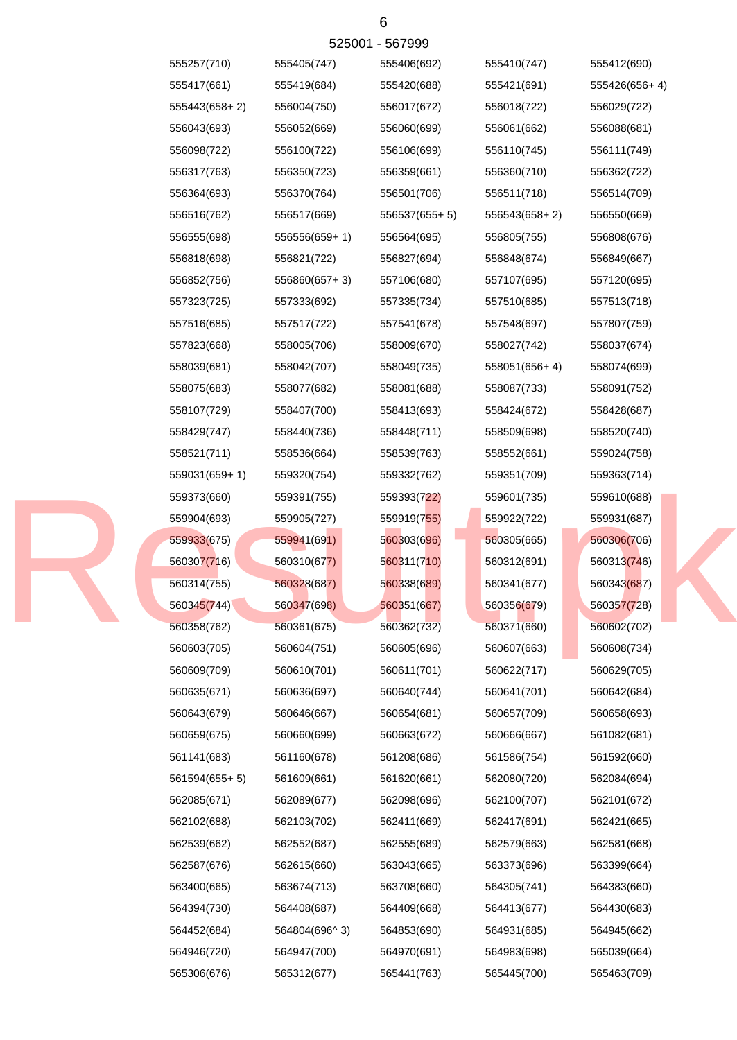525001 - 567999

| | | | | |
|---|---|---|---|---|
| 555257(710) | 555405(747) | 555406(692) | 555410(747) | 555412(690) |
| 555417(661) | 555419(684) | 555420(688) | 555421(691) | 555426(656+ 4) |
| 555443(658+ 2) | 556004(750) | 556017(672) | 556018(722) | 556029(722) |
| 556043(693) | 556052(669) | 556060(699) | 556061(662) | 556088(681) |
| 556098(722) | 556100(722) | 556106(699) | 556110(745) | 556111(749) |
| 556317(763) | 556350(723) | 556359(661) | 556360(710) | 556362(722) |
| 556364(693) | 556370(764) | 556501(706) | 556511(718) | 556514(709) |
| 556516(762) | 556517(669) | 556537(655+ 5) | 556543(658+ 2) | 556550(669) |
| 556555(698) | 556556(659+ 1) | 556564(695) | 556805(755) | 556808(676) |
| 556818(698) | 556821(722) | 556827(694) | 556848(674) | 556849(667) |
| 556852(756) | 556860(657+ 3) | 557106(680) | 557107(695) | 557120(695) |
| 557323(725) | 557333(692) | 557335(734) | 557510(685) | 557513(718) |
| 557516(685) | 557517(722) | 557541(678) | 557548(697) | 557807(759) |
| 557823(668) | 558005(706) | 558009(670) | 558027(742) | 558037(674) |
| 558039(681) | 558042(707) | 558049(735) | 558051(656+ 4) | 558074(699) |
| 558075(683) | 558077(682) | 558081(688) | 558087(733) | 558091(752) |
| 558107(729) | 558407(700) | 558413(693) | 558424(672) | 558428(687) |
| 558429(747) | 558440(736) | 558448(711) | 558509(698) | 558520(740) |
| 558521(711) | 558536(664) | 558539(763) | 558552(661) | 559024(758) |
| 559031(659+ 1) | 559320(754) | 559332(762) | 559351(709) | 559363(714) |
| 559373(660) | 559391(755) | 559393(722) | 559601(735) | 559610(688) |
| 559904(693) | 559905(727) | 559919(755) | 559922(722) | 559931(687) |
| 559933(675) | 559941(691) | 560303(696) | 560305(665) | 560306(706) |
| 560307(716) | 560310(677) | 560311(710) | 560312(691) | 560313(746) |
| 560314(755) | 560328(687) | 560338(689) | 560341(677) | 560343(687) |
| 560345(744) | 560347(698) | 560351(667) | 560356(679) | 560357(728) |
| 560358(762) | 560361(675) | 560362(732) | 560371(660) | 560602(702) |
| 560603(705) | 560604(751) | 560605(696) | 560607(663) | 560608(734) |
| 560609(709) | 560610(701) | 560611(701) | 560622(717) | 560629(705) |
| 560635(671) | 560636(697) | 560640(744) | 560641(701) | 560642(684) |
| 560643(679) | 560646(667) | 560654(681) | 560657(709) | 560658(693) |
| 560659(675) | 560660(699) | 560663(672) | 560666(667) | 561082(681) |
| 561141(683) | 561160(678) | 561208(686) | 561586(754) | 561592(660) |
| 561594(655+ 5) | 561609(661) | 561620(661) | 562080(720) | 562084(694) |
| 562085(671) | 562089(677) | 562098(696) | 562100(707) | 562101(672) |
| 562102(688) | 562103(702) | 562411(669) | 562417(691) | 562421(665) |
| 562539(662) | 562552(687) | 562555(689) | 562579(663) | 562581(668) |
| 562587(676) | 562615(660) | 563043(665) | 563373(696) | 563399(664) |
| 563400(665) | 563674(713) | 563708(660) | 564305(741) | 564383(660) |
| 564394(730) | 564408(687) | 564409(668) | 564413(677) | 564430(683) |
| 564452(684) | 564804(696^ 3) | 564853(690) | 564931(685) | 564945(662) |
| 564946(720) | 564947(700) | 564970(691) | 564983(698) | 565039(664) |
| 565306(676) | 565312(677) | 565441(763) | 565445(700) | 565463(709) |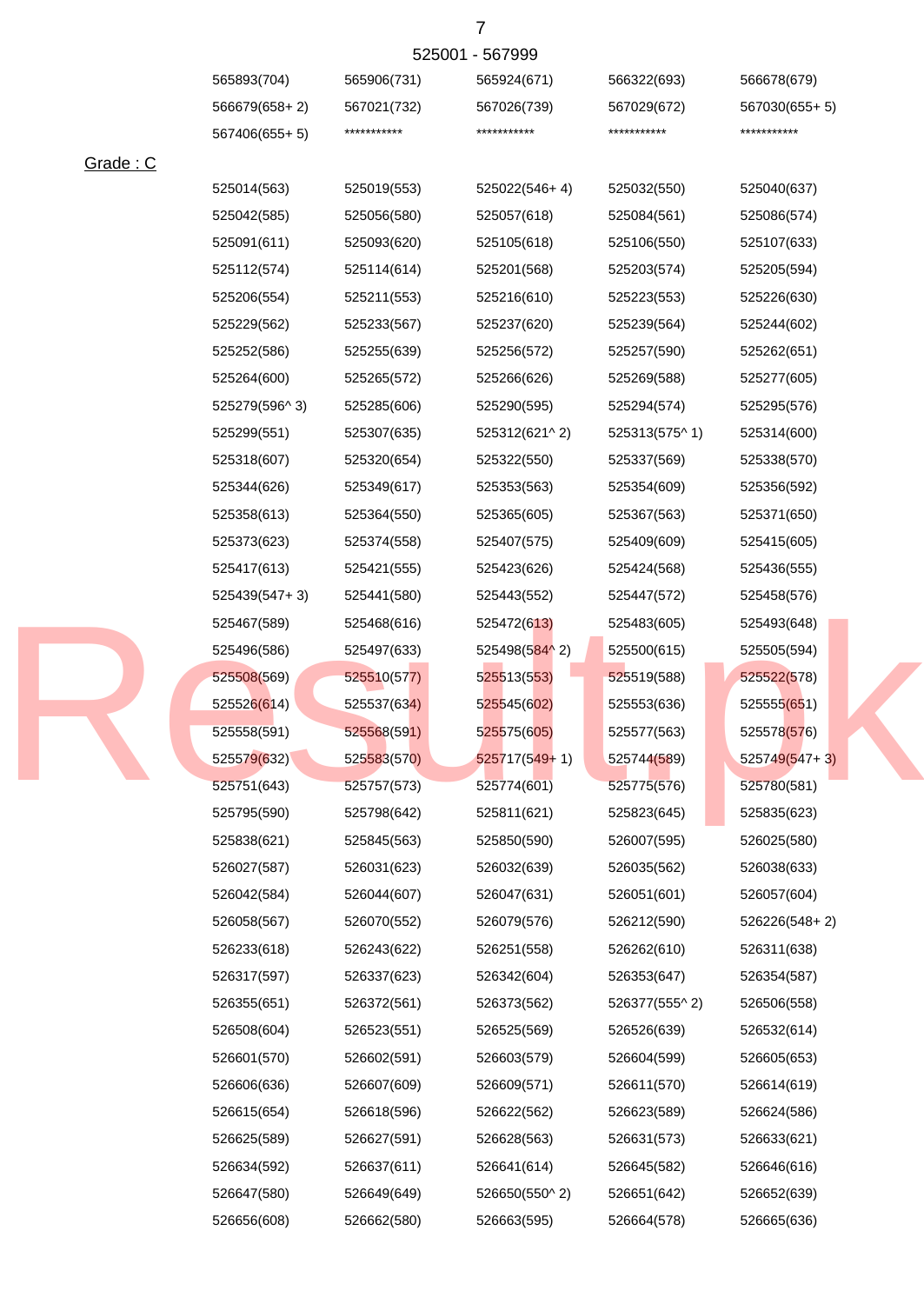525001 - 567999

| | | | | |
|---|---|---|---|---|
| 565893(704) | 565906(731) | 565924(671) | 566322(693) | 566678(679) |
| 566679(658+ 2) | 567021(732) | 567026(739) | 567029(672) | 567030(655+ 5) |
| 567406(655+ 5) | *********** | *********** | *********** | *********** |

Grade : C

| | | | | |
|---|---|---|---|---|
| 525014(563) | 525019(553) | 525022(546+ 4) | 525032(550) | 525040(637) |
| 525042(585) | 525056(580) | 525057(618) | 525084(561) | 525086(574) |
| 525091(611) | 525093(620) | 525105(618) | 525106(550) | 525107(633) |
| 525112(574) | 525114(614) | 525201(568) | 525203(574) | 525205(594) |
| 525206(554) | 525211(553) | 525216(610) | 525223(553) | 525226(630) |
| 525229(562) | 525233(567) | 525237(620) | 525239(564) | 525244(602) |
| 525252(586) | 525255(639) | 525256(572) | 525257(590) | 525262(651) |
| 525264(600) | 525265(572) | 525266(626) | 525269(588) | 525277(605) |
| 525279(596^ 3) | 525285(606) | 525290(595) | 525294(574) | 525295(576) |
| 525299(551) | 525307(635) | 525312(621^ 2) | 525313(575^ 1) | 525314(600) |
| 525318(607) | 525320(654) | 525322(550) | 525337(569) | 525338(570) |
| 525344(626) | 525349(617) | 525353(563) | 525354(609) | 525356(592) |
| 525358(613) | 525364(550) | 525365(605) | 525367(563) | 525371(650) |
| 525373(623) | 525374(558) | 525407(575) | 525409(609) | 525415(605) |
| 525417(613) | 525421(555) | 525423(626) | 525424(568) | 525436(555) |
| 525439(547+ 3) | 525441(580) | 525443(552) | 525447(572) | 525458(576) |
| 525467(589) | 525468(616) | 525472(613) | 525483(605) | 525493(648) |
| 525496(586) | 525497(633) | 525498(584^ 2) | 525500(615) | 525505(594) |
| 525508(569) | 525510(577) | 525513(553) | 525519(588) | 525522(578) |
| 525526(614) | 525537(634) | 525545(602) | 525553(636) | 525555(651) |
| 525558(591) | 525568(591) | 525575(605) | 525577(563) | 525578(576) |
| 525579(632) | 525583(570) | 525717(549+ 1) | 525744(589) | 525749(547+ 3) |
| 525751(643) | 525757(573) | 525774(601) | 525775(576) | 525780(581) |
| 525795(590) | 525798(642) | 525811(621) | 525823(645) | 525835(623) |
| 525838(621) | 525845(563) | 525850(590) | 526007(595) | 526025(580) |
| 526027(587) | 526031(623) | 526032(639) | 526035(562) | 526038(633) |
| 526042(584) | 526044(607) | 526047(631) | 526051(601) | 526057(604) |
| 526058(567) | 526070(552) | 526079(576) | 526212(590) | 526226(548+ 2) |
| 526233(618) | 526243(622) | 526251(558) | 526262(610) | 526311(638) |
| 526317(597) | 526337(623) | 526342(604) | 526353(647) | 526354(587) |
| 526355(651) | 526372(561) | 526373(562) | 526377(555^ 2) | 526506(558) |
| 526508(604) | 526523(551) | 526525(569) | 526526(639) | 526532(614) |
| 526601(570) | 526602(591) | 526603(579) | 526604(599) | 526605(653) |
| 526606(636) | 526607(609) | 526609(571) | 526611(570) | 526614(619) |
| 526615(654) | 526618(596) | 526622(562) | 526623(589) | 526624(586) |
| 526625(589) | 526627(591) | 526628(563) | 526631(573) | 526633(621) |
| 526634(592) | 526637(611) | 526641(614) | 526645(582) | 526646(616) |
| 526647(580) | 526649(649) | 526650(550^ 2) | 526651(642) | 526652(639) |
| 526656(608) | 526662(580) | 526663(595) | 526664(578) | 526665(636) |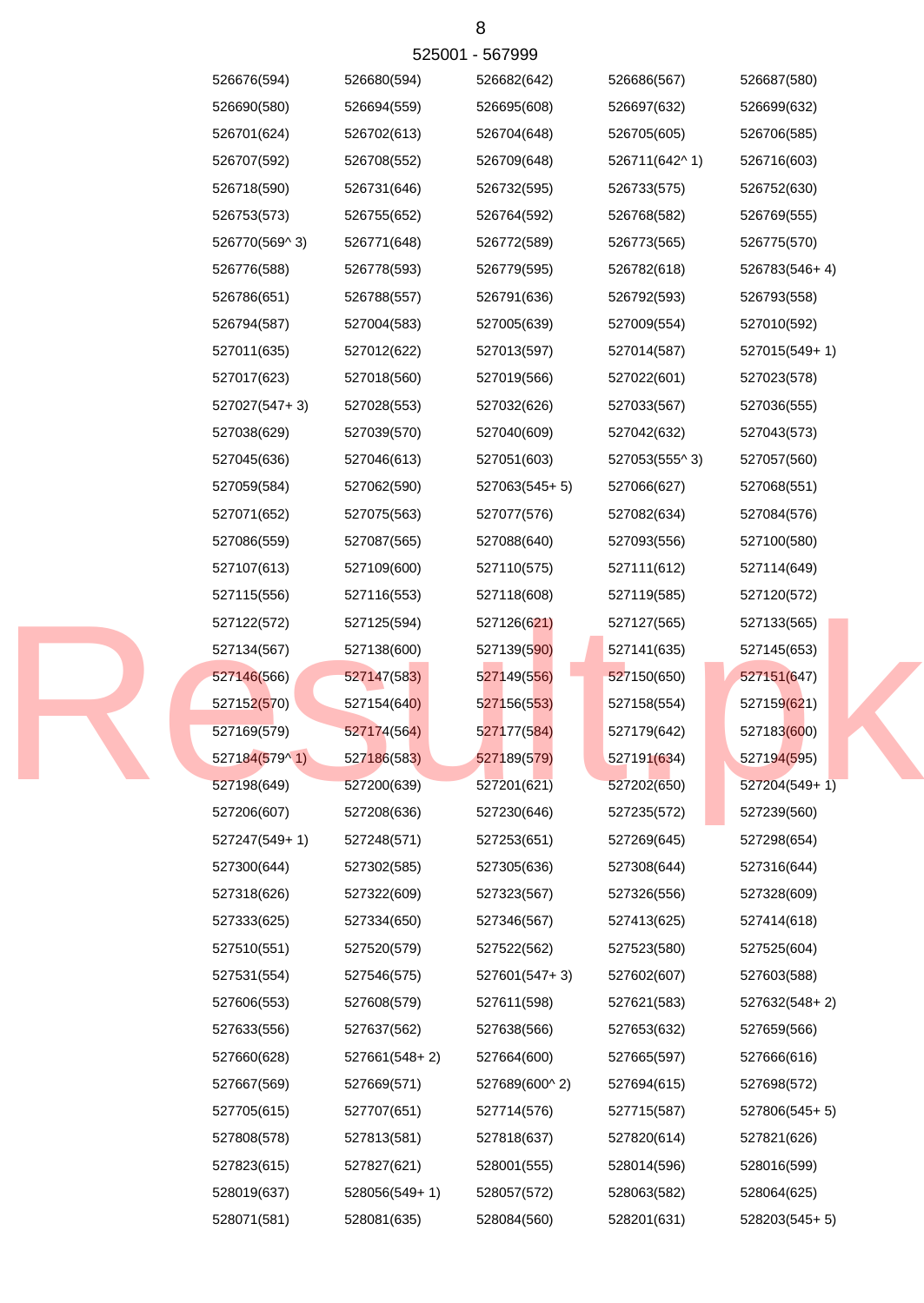525001 - 567999

| | | | | |
|---|---|---|---|---|
| 526676(594) | 526680(594) | 526682(642) | 526686(567) | 526687(580) |
| 526690(580) | 526694(559) | 526695(608) | 526697(632) | 526699(632) |
| 526701(624) | 526702(613) | 526704(648) | 526705(605) | 526706(585) |
| 526707(592) | 526708(552) | 526709(648) | 526711(642^ 1) | 526716(603) |
| 526718(590) | 526731(646) | 526732(595) | 526733(575) | 526752(630) |
| 526753(573) | 526755(652) | 526764(592) | 526768(582) | 526769(555) |
| 526770(569^ 3) | 526771(648) | 526772(589) | 526773(565) | 526775(570) |
| 526776(588) | 526778(593) | 526779(595) | 526782(618) | 526783(546+ 4) |
| 526786(651) | 526788(557) | 526791(636) | 526792(593) | 526793(558) |
| 526794(587) | 527004(583) | 527005(639) | 527009(554) | 527010(592) |
| 527011(635) | 527012(622) | 527013(597) | 527014(587) | 527015(549+ 1) |
| 527017(623) | 527018(560) | 527019(566) | 527022(601) | 527023(578) |
| 527027(547+ 3) | 527028(553) | 527032(626) | 527033(567) | 527036(555) |
| 527038(629) | 527039(570) | 527040(609) | 527042(632) | 527043(573) |
| 527045(636) | 527046(613) | 527051(603) | 527053(555^ 3) | 527057(560) |
| 527059(584) | 527062(590) | 527063(545+ 5) | 527066(627) | 527068(551) |
| 527071(652) | 527075(563) | 527077(576) | 527082(634) | 527084(576) |
| 527086(559) | 527087(565) | 527088(640) | 527093(556) | 527100(580) |
| 527107(613) | 527109(600) | 527110(575) | 527111(612) | 527114(649) |
| 527115(556) | 527116(553) | 527118(608) | 527119(585) | 527120(572) |
| 527122(572) | 527125(594) | 527126(621) | 527127(565) | 527133(565) |
| 527134(567) | 527138(600) | 527139(590) | 527141(635) | 527145(653) |
| 527146(566) | 527147(583) | 527149(556) | 527150(650) | 527151(647) |
| 527152(570) | 527154(640) | 527156(553) | 527158(554) | 527159(621) |
| 527169(579) | 527174(564) | 527177(584) | 527179(642) | 527183(600) |
| 527184(579^ 1) | 527186(583) | 527189(579) | 527191(634) | 527194(595) |
| 527198(649) | 527200(639) | 527201(621) | 527202(650) | 527204(549+ 1) |
| 527206(607) | 527208(636) | 527230(646) | 527235(572) | 527239(560) |
| 527247(549+ 1) | 527248(571) | 527253(651) | 527269(645) | 527298(654) |
| 527300(644) | 527302(585) | 527305(636) | 527308(644) | 527316(644) |
| 527318(626) | 527322(609) | 527323(567) | 527326(556) | 527328(609) |
| 527333(625) | 527334(650) | 527346(567) | 527413(625) | 527414(618) |
| 527510(551) | 527520(579) | 527522(562) | 527523(580) | 527525(604) |
| 527531(554) | 527546(575) | 527601(547+ 3) | 527602(607) | 527603(588) |
| 527606(553) | 527608(579) | 527611(598) | 527621(583) | 527632(548+ 2) |
| 527633(556) | 527637(562) | 527638(566) | 527653(632) | 527659(566) |
| 527660(628) | 527661(548+ 2) | 527664(600) | 527665(597) | 527666(616) |
| 527667(569) | 527669(571) | 527689(600^ 2) | 527694(615) | 527698(572) |
| 527705(615) | 527707(651) | 527714(576) | 527715(587) | 527806(545+ 5) |
| 527808(578) | 527813(581) | 527818(637) | 527820(614) | 527821(626) |
| 527823(615) | 527827(621) | 528001(555) | 528014(596) | 528016(599) |
| 528019(637) | 528056(549+ 1) | 528057(572) | 528063(582) | 528064(625) |
| 528071(581) | 528081(635) | 528084(560) | 528201(631) | 528203(545+ 5) |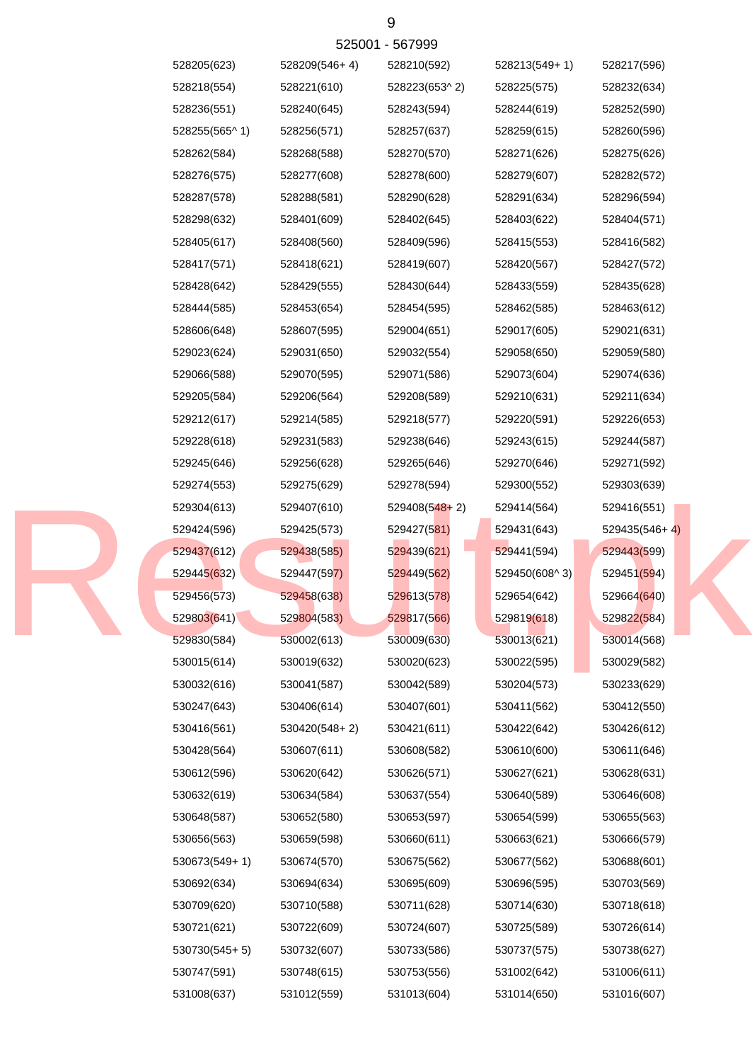525001 - 567999

| | | | | |
|---|---|---|---|---|
| 528205(623) | 528209(546+ 4) | 528210(592) | 528213(549+ 1) | 528217(596) |
| 528218(554) | 528221(610) | 528223(653^ 2) | 528225(575) | 528232(634) |
| 528236(551) | 528240(645) | 528243(594) | 528244(619) | 528252(590) |
| 528255(565^ 1) | 528256(571) | 528257(637) | 528259(615) | 528260(596) |
| 528262(584) | 528268(588) | 528270(570) | 528271(626) | 528275(626) |
| 528276(575) | 528277(608) | 528278(600) | 528279(607) | 528282(572) |
| 528287(578) | 528288(581) | 528290(628) | 528291(634) | 528296(594) |
| 528298(632) | 528401(609) | 528402(645) | 528403(622) | 528404(571) |
| 528405(617) | 528408(560) | 528409(596) | 528415(553) | 528416(582) |
| 528417(571) | 528418(621) | 528419(607) | 528420(567) | 528427(572) |
| 528428(642) | 528429(555) | 528430(644) | 528433(559) | 528435(628) |
| 528444(585) | 528453(654) | 528454(595) | 528462(585) | 528463(612) |
| 528606(648) | 528607(595) | 529004(651) | 529017(605) | 529021(631) |
| 529023(624) | 529031(650) | 529032(554) | 529058(650) | 529059(580) |
| 529066(588) | 529070(595) | 529071(586) | 529073(604) | 529074(636) |
| 529205(584) | 529206(564) | 529208(589) | 529210(631) | 529211(634) |
| 529212(617) | 529214(585) | 529218(577) | 529220(591) | 529226(653) |
| 529228(618) | 529231(583) | 529238(646) | 529243(615) | 529244(587) |
| 529245(646) | 529256(628) | 529265(646) | 529270(646) | 529271(592) |
| 529274(553) | 529275(629) | 529278(594) | 529300(552) | 529303(639) |
| 529304(613) | 529407(610) | 529408(548+ 2) | 529414(564) | 529416(551) |
| 529424(596) | 529425(573) | 529427(581) | 529431(643) | 529435(546+ 4) |
| 529437(612) | 529438(585) | 529439(621) | 529441(594) | 529443(599) |
| 529445(632) | 529447(597) | 529449(562) | 529450(608^ 3) | 529451(594) |
| 529456(573) | 529458(638) | 529613(578) | 529654(642) | 529664(640) |
| 529803(641) | 529804(583) | 529817(566) | 529819(618) | 529822(584) |
| 529830(584) | 530002(613) | 530009(630) | 530013(621) | 530014(568) |
| 530015(614) | 530019(632) | 530020(623) | 530022(595) | 530029(582) |
| 530032(616) | 530041(587) | 530042(589) | 530204(573) | 530233(629) |
| 530247(643) | 530406(614) | 530407(601) | 530411(562) | 530412(550) |
| 530416(561) | 530420(548+ 2) | 530421(611) | 530422(642) | 530426(612) |
| 530428(564) | 530607(611) | 530608(582) | 530610(600) | 530611(646) |
| 530612(596) | 530620(642) | 530626(571) | 530627(621) | 530628(631) |
| 530632(619) | 530634(584) | 530637(554) | 530640(589) | 530646(608) |
| 530648(587) | 530652(580) | 530653(597) | 530654(599) | 530655(563) |
| 530656(563) | 530659(598) | 530660(611) | 530663(621) | 530666(579) |
| 530673(549+ 1) | 530674(570) | 530675(562) | 530677(562) | 530688(601) |
| 530692(634) | 530694(634) | 530695(609) | 530696(595) | 530703(569) |
| 530709(620) | 530710(588) | 530711(628) | 530714(630) | 530718(618) |
| 530721(621) | 530722(609) | 530724(607) | 530725(589) | 530726(614) |
| 530730(545+ 5) | 530732(607) | 530733(586) | 530737(575) | 530738(627) |
| 530747(591) | 530748(615) | 530753(556) | 531002(642) | 531006(611) |
| 531008(637) | 531012(559) | 531013(604) | 531014(650) | 531016(607) |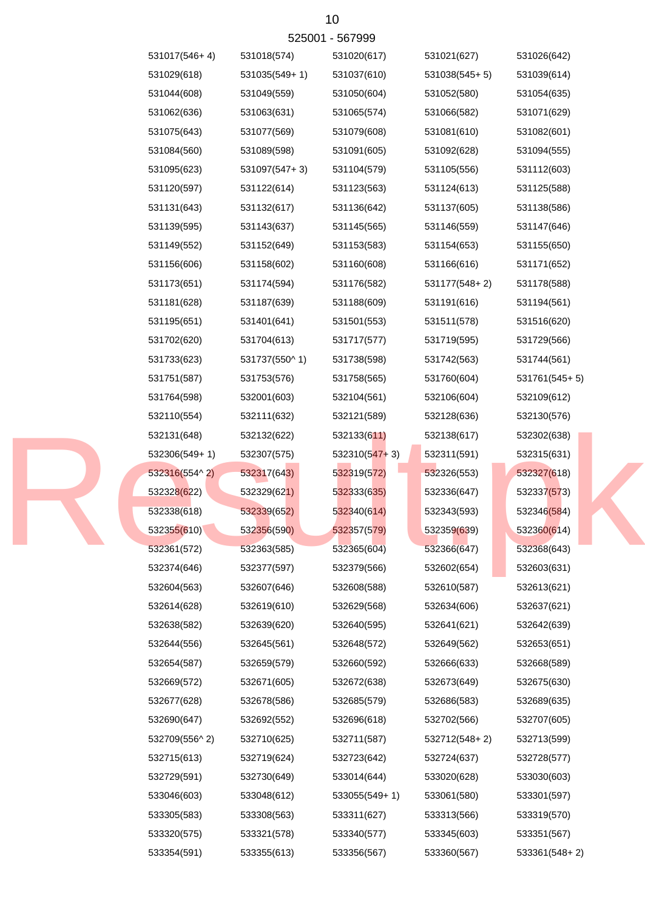525001 - 567999

| | | | | |
|---|---|---|---|---|
| 531017(546+ 4) | 531018(574) | 531020(617) | 531021(627) | 531026(642) |
| 531029(618) | 531035(549+ 1) | 531037(610) | 531038(545+ 5) | 531039(614) |
| 531044(608) | 531049(559) | 531050(604) | 531052(580) | 531054(635) |
| 531062(636) | 531063(631) | 531065(574) | 531066(582) | 531071(629) |
| 531075(643) | 531077(569) | 531079(608) | 531081(610) | 531082(601) |
| 531084(560) | 531089(598) | 531091(605) | 531092(628) | 531094(555) |
| 531095(623) | 531097(547+ 3) | 531104(579) | 531105(556) | 531112(603) |
| 531120(597) | 531122(614) | 531123(563) | 531124(613) | 531125(588) |
| 531131(643) | 531132(617) | 531136(642) | 531137(605) | 531138(586) |
| 531139(595) | 531143(637) | 531145(565) | 531146(559) | 531147(646) |
| 531149(552) | 531152(649) | 531153(583) | 531154(653) | 531155(650) |
| 531156(606) | 531158(602) | 531160(608) | 531166(616) | 531171(652) |
| 531173(651) | 531174(594) | 531176(582) | 531177(548+ 2) | 531178(588) |
| 531181(628) | 531187(639) | 531188(609) | 531191(616) | 531194(561) |
| 531195(651) | 531401(641) | 531501(553) | 531511(578) | 531516(620) |
| 531702(620) | 531704(613) | 531717(577) | 531719(595) | 531729(566) |
| 531733(623) | 531737(550^ 1) | 531738(598) | 531742(563) | 531744(561) |
| 531751(587) | 531753(576) | 531758(565) | 531760(604) | 531761(545+ 5) |
| 531764(598) | 532001(603) | 532104(561) | 532106(604) | 532109(612) |
| 532110(554) | 532111(632) | 532121(589) | 532128(636) | 532130(576) |
| 532131(648) | 532132(622) | 532133(611) | 532138(617) | 532302(638) |
| 532306(549+ 1) | 532307(575) | 532310(547+ 3) | 532311(591) | 532315(631) |
| 532316(554^ 2) | 532317(643) | 532319(572) | 532326(553) | 532327(618) |
| 532328(622) | 532329(621) | 532333(635) | 532336(647) | 532337(573) |
| 532338(618) | 532339(652) | 532340(614) | 532343(593) | 532346(584) |
| 532355(610) | 532356(590) | 532357(579) | 532359(639) | 532360(614) |
| 532361(572) | 532363(585) | 532365(604) | 532366(647) | 532368(643) |
| 532374(646) | 532377(597) | 532379(566) | 532602(654) | 532603(631) |
| 532604(563) | 532607(646) | 532608(588) | 532610(587) | 532613(621) |
| 532614(628) | 532619(610) | 532629(568) | 532634(606) | 532637(621) |
| 532638(582) | 532639(620) | 532640(595) | 532641(621) | 532642(639) |
| 532644(556) | 532645(561) | 532648(572) | 532649(562) | 532653(651) |
| 532654(587) | 532659(579) | 532660(592) | 532666(633) | 532668(589) |
| 532669(572) | 532671(605) | 532672(638) | 532673(649) | 532675(630) |
| 532677(628) | 532678(586) | 532685(579) | 532686(583) | 532689(635) |
| 532690(647) | 532692(552) | 532696(618) | 532702(566) | 532707(605) |
| 532709(556^ 2) | 532710(625) | 532711(587) | 532712(548+ 2) | 532713(599) |
| 532715(613) | 532719(624) | 532723(642) | 532724(637) | 532728(577) |
| 532729(591) | 532730(649) | 533014(644) | 533020(628) | 533030(603) |
| 533046(603) | 533048(612) | 533055(549+ 1) | 533061(580) | 533301(597) |
| 533305(583) | 533308(563) | 533311(627) | 533313(566) | 533319(570) |
| 533320(575) | 533321(578) | 533340(577) | 533345(603) | 533351(567) |
| 533354(591) | 533355(613) | 533356(567) | 533360(567) | 533361(548+ 2) |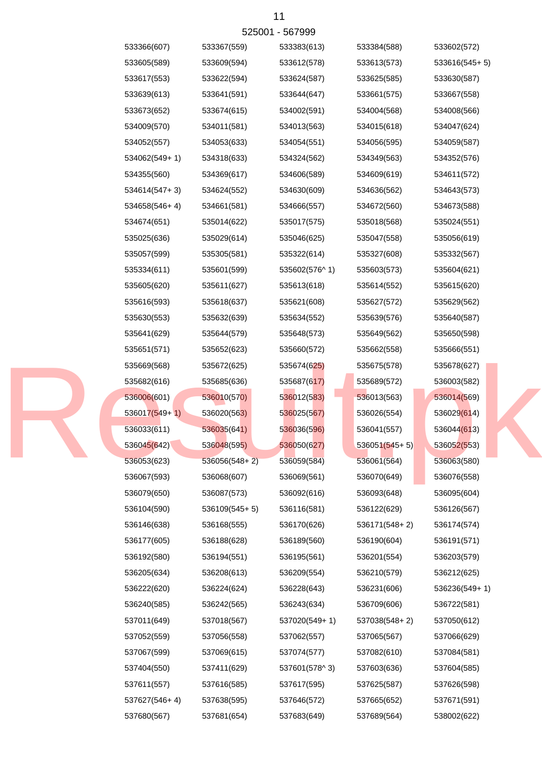525001 - 567999

| | | | | |
|---|---|---|---|---|
| 533366(607) | 533367(559) | 533383(613) | 533384(588) | 533602(572) |
| 533605(589) | 533609(594) | 533612(578) | 533613(573) | 533616(545+ 5) |
| 533617(553) | 533622(594) | 533624(587) | 533625(585) | 533630(587) |
| 533639(613) | 533641(591) | 533644(647) | 533661(575) | 533667(558) |
| 533673(652) | 533674(615) | 534002(591) | 534004(568) | 534008(566) |
| 534009(570) | 534011(581) | 534013(563) | 534015(618) | 534047(624) |
| 534052(557) | 534053(633) | 534054(551) | 534056(595) | 534059(587) |
| 534062(549+ 1) | 534318(633) | 534324(562) | 534349(563) | 534352(576) |
| 534355(560) | 534369(617) | 534606(589) | 534609(619) | 534611(572) |
| 534614(547+ 3) | 534624(552) | 534630(609) | 534636(562) | 534643(573) |
| 534658(546+ 4) | 534661(581) | 534666(557) | 534672(560) | 534673(588) |
| 534674(651) | 535014(622) | 535017(575) | 535018(568) | 535024(551) |
| 535025(636) | 535029(614) | 535046(625) | 535047(558) | 535056(619) |
| 535057(599) | 535305(581) | 535322(614) | 535327(608) | 535332(567) |
| 535334(611) | 535601(599) | 535602(576^ 1) | 535603(573) | 535604(621) |
| 535605(620) | 535611(627) | 535613(618) | 535614(552) | 535615(620) |
| 535616(593) | 535618(637) | 535621(608) | 535627(572) | 535629(562) |
| 535630(553) | 535632(639) | 535634(552) | 535639(576) | 535640(587) |
| 535641(629) | 535644(579) | 535648(573) | 535649(562) | 535650(598) |
| 535651(571) | 535652(623) | 535660(572) | 535662(558) | 535666(551) |
| 535669(568) | 535672(625) | 535674(625) | 535675(578) | 535678(627) |
| 535682(616) | 535685(636) | 535687(617) | 535689(572) | 536003(582) |
| 536006(601) | 536010(570) | 536012(583) | 536013(563) | 536014(569) |
| 536017(549+ 1) | 536020(563) | 536025(567) | 536026(554) | 536029(614) |
| 536033(611) | 536035(641) | 536036(596) | 536041(557) | 536044(613) |
| 536045(642) | 536048(595) | 536050(627) | 536051(545+ 5) | 536052(553) |
| 536053(623) | 536056(548+ 2) | 536059(584) | 536061(564) | 536063(580) |
| 536067(593) | 536068(607) | 536069(561) | 536070(649) | 536076(558) |
| 536079(650) | 536087(573) | 536092(616) | 536093(648) | 536095(604) |
| 536104(590) | 536109(545+ 5) | 536116(581) | 536122(629) | 536126(567) |
| 536146(638) | 536168(555) | 536170(626) | 536171(548+ 2) | 536174(574) |
| 536177(605) | 536188(628) | 536189(560) | 536190(604) | 536191(571) |
| 536192(580) | 536194(551) | 536195(561) | 536201(554) | 536203(579) |
| 536205(634) | 536208(613) | 536209(554) | 536210(579) | 536212(625) |
| 536222(620) | 536224(624) | 536228(643) | 536231(606) | 536236(549+ 1) |
| 536240(585) | 536242(565) | 536243(634) | 536709(606) | 536722(581) |
| 537011(649) | 537018(567) | 537020(549+ 1) | 537038(548+ 2) | 537050(612) |
| 537052(559) | 537056(558) | 537062(557) | 537065(567) | 537066(629) |
| 537067(599) | 537069(615) | 537074(577) | 537082(610) | 537084(581) |
| 537404(550) | 537411(629) | 537601(578^ 3) | 537603(636) | 537604(585) |
| 537611(557) | 537616(585) | 537617(595) | 537625(587) | 537626(598) |
| 537627(546+ 4) | 537638(595) | 537646(572) | 537665(652) | 537671(591) |
| 537680(567) | 537681(654) | 537683(649) | 537689(564) | 538002(622) |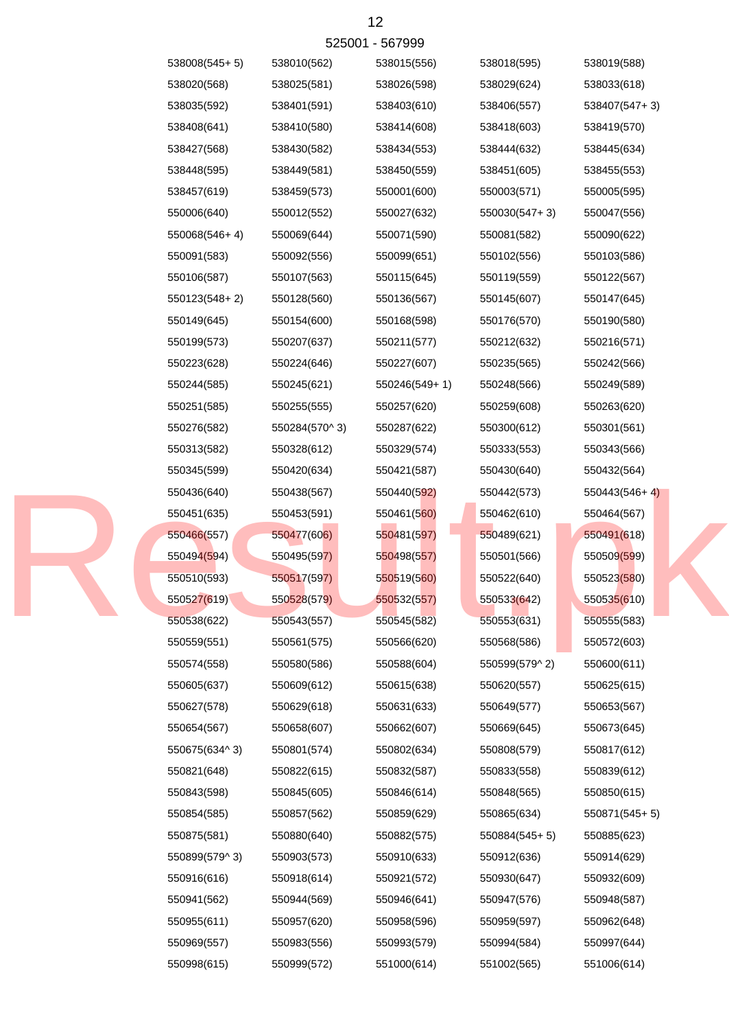525001 - 567999

| | | | | |
|---|---|---|---|---|
| 538008(545+ 5) | 538010(562) | 538015(556) | 538018(595) | 538019(588) |
| 538020(568) | 538025(581) | 538026(598) | 538029(624) | 538033(618) |
| 538035(592) | 538401(591) | 538403(610) | 538406(557) | 538407(547+ 3) |
| 538408(641) | 538410(580) | 538414(608) | 538418(603) | 538419(570) |
| 538427(568) | 538430(582) | 538434(553) | 538444(632) | 538445(634) |
| 538448(595) | 538449(581) | 538450(559) | 538451(605) | 538455(553) |
| 538457(619) | 538459(573) | 550001(600) | 550003(571) | 550005(595) |
| 550006(640) | 550012(552) | 550027(632) | 550030(547+ 3) | 550047(556) |
| 550068(546+ 4) | 550069(644) | 550071(590) | 550081(582) | 550090(622) |
| 550091(583) | 550092(556) | 550099(651) | 550102(556) | 550103(586) |
| 550106(587) | 550107(563) | 550115(645) | 550119(559) | 550122(567) |
| 550123(548+ 2) | 550128(560) | 550136(567) | 550145(607) | 550147(645) |
| 550149(645) | 550154(600) | 550168(598) | 550176(570) | 550190(580) |
| 550199(573) | 550207(637) | 550211(577) | 550212(632) | 550216(571) |
| 550223(628) | 550224(646) | 550227(607) | 550235(565) | 550242(566) |
| 550244(585) | 550245(621) | 550246(549+ 1) | 550248(566) | 550249(589) |
| 550251(585) | 550255(555) | 550257(620) | 550259(608) | 550263(620) |
| 550276(582) | 550284(570^ 3) | 550287(622) | 550300(612) | 550301(561) |
| 550313(582) | 550328(612) | 550329(574) | 550333(553) | 550343(566) |
| 550345(599) | 550420(634) | 550421(587) | 550430(640) | 550432(564) |
| 550436(640) | 550438(567) | 550440(592) | 550442(573) | 550443(546+ 4) |
| 550451(635) | 550453(591) | 550461(560) | 550462(610) | 550464(567) |
| 550466(557) | 550477(606) | 550481(597) | 550489(621) | 550491(618) |
| 550494(594) | 550495(597) | 550498(557) | 550501(566) | 550509(599) |
| 550510(593) | 550517(597) | 550519(560) | 550522(640) | 550523(580) |
| 550527(619) | 550528(579) | 550532(557) | 550533(642) | 550535(610) |
| 550538(622) | 550543(557) | 550545(582) | 550553(631) | 550555(583) |
| 550559(551) | 550561(575) | 550566(620) | 550568(586) | 550572(603) |
| 550574(558) | 550580(586) | 550588(604) | 550599(579^ 2) | 550600(611) |
| 550605(637) | 550609(612) | 550615(638) | 550620(557) | 550625(615) |
| 550627(578) | 550629(618) | 550631(633) | 550649(577) | 550653(567) |
| 550654(567) | 550658(607) | 550662(607) | 550669(645) | 550673(645) |
| 550675(634^ 3) | 550801(574) | 550802(634) | 550808(579) | 550817(612) |
| 550821(648) | 550822(615) | 550832(587) | 550833(558) | 550839(612) |
| 550843(598) | 550845(605) | 550846(614) | 550848(565) | 550850(615) |
| 550854(585) | 550857(562) | 550859(629) | 550865(634) | 550871(545+ 5) |
| 550875(581) | 550880(640) | 550882(575) | 550884(545+ 5) | 550885(623) |
| 550899(579^ 3) | 550903(573) | 550910(633) | 550912(636) | 550914(629) |
| 550916(616) | 550918(614) | 550921(572) | 550930(647) | 550932(609) |
| 550941(562) | 550944(569) | 550946(641) | 550947(576) | 550948(587) |
| 550955(611) | 550957(620) | 550958(596) | 550959(597) | 550962(648) |
| 550969(557) | 550983(556) | 550993(579) | 550994(584) | 550997(644) |
| 550998(615) | 550999(572) | 551000(614) | 551002(565) | 551006(614) |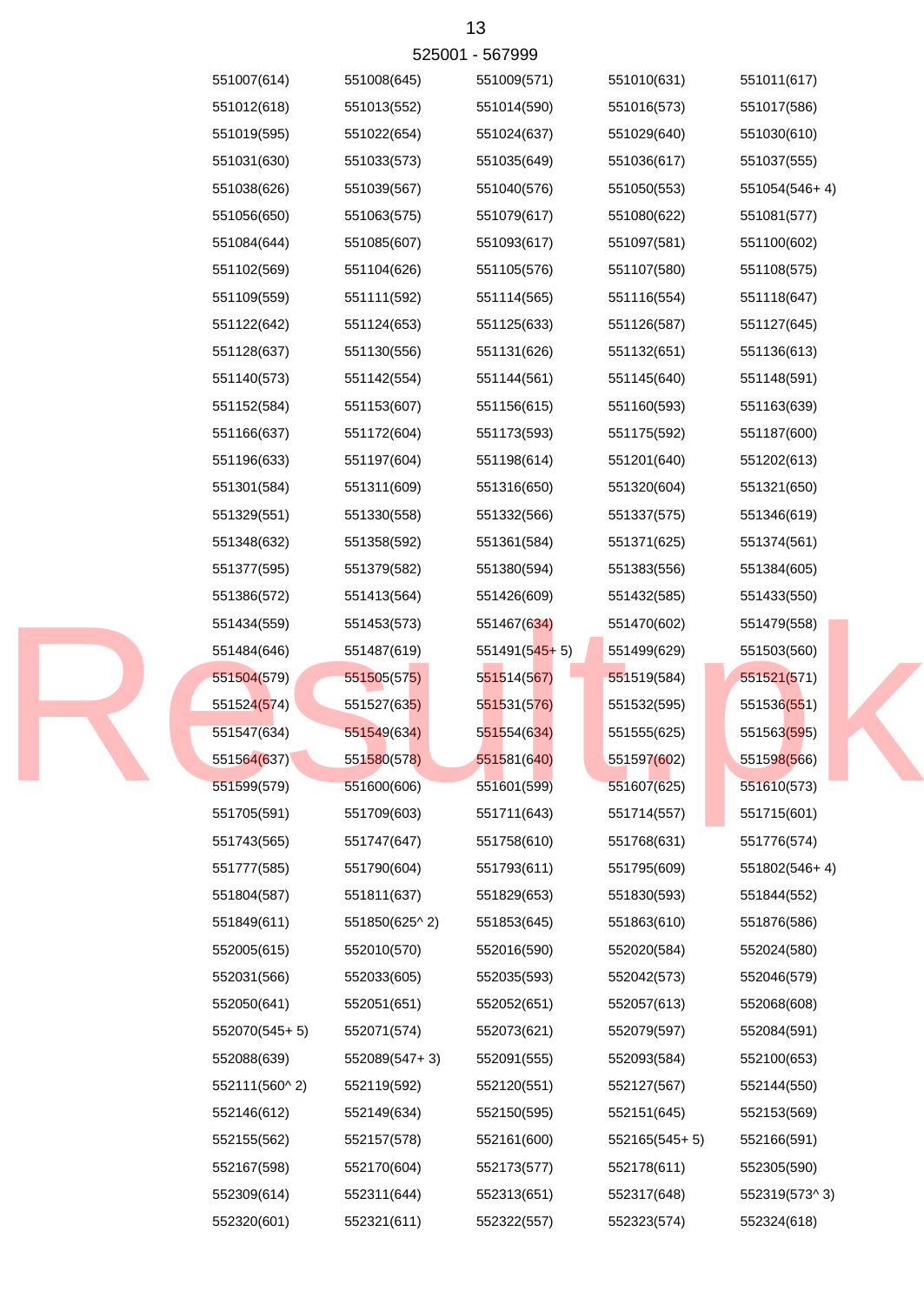525001 - 567999

| | | | | |
|---|---|---|---|---|
| 551007(614) | 551008(645) | 551009(571) | 551010(631) | 551011(617) |
| 551012(618) | 551013(552) | 551014(590) | 551016(573) | 551017(586) |
| 551019(595) | 551022(654) | 551024(637) | 551029(640) | 551030(610) |
| 551031(630) | 551033(573) | 551035(649) | 551036(617) | 551037(555) |
| 551038(626) | 551039(567) | 551040(576) | 551050(553) | 551054(546+ 4) |
| 551056(650) | 551063(575) | 551079(617) | 551080(622) | 551081(577) |
| 551084(644) | 551085(607) | 551093(617) | 551097(581) | 551100(602) |
| 551102(569) | 551104(626) | 551105(576) | 551107(580) | 551108(575) |
| 551109(559) | 551111(592) | 551114(565) | 551116(554) | 551118(647) |
| 551122(642) | 551124(653) | 551125(633) | 551126(587) | 551127(645) |
| 551128(637) | 551130(556) | 551131(626) | 551132(651) | 551136(613) |
| 551140(573) | 551142(554) | 551144(561) | 551145(640) | 551148(591) |
| 551152(584) | 551153(607) | 551156(615) | 551160(593) | 551163(639) |
| 551166(637) | 551172(604) | 551173(593) | 551175(592) | 551187(600) |
| 551196(633) | 551197(604) | 551198(614) | 551201(640) | 551202(613) |
| 551301(584) | 551311(609) | 551316(650) | 551320(604) | 551321(650) |
| 551329(551) | 551330(558) | 551332(566) | 551337(575) | 551346(619) |
| 551348(632) | 551358(592) | 551361(584) | 551371(625) | 551374(561) |
| 551377(595) | 551379(582) | 551380(594) | 551383(556) | 551384(605) |
| 551386(572) | 551413(564) | 551426(609) | 551432(585) | 551433(550) |
| 551434(559) | 551453(573) | 551467(634) | 551470(602) | 551479(558) |
| 551484(646) | 551487(619) | 551491(545+ 5) | 551499(629) | 551503(560) |
| 551504(579) | 551505(575) | 551514(567) | 551519(584) | 551521(571) |
| 551524(574) | 551527(635) | 551531(576) | 551532(595) | 551536(551) |
| 551547(634) | 551549(634) | 551554(634) | 551555(625) | 551563(595) |
| 551564(637) | 551580(578) | 551581(640) | 551597(602) | 551598(566) |
| 551599(579) | 551600(606) | 551601(599) | 551607(625) | 551610(573) |
| 551705(591) | 551709(603) | 551711(643) | 551714(557) | 551715(601) |
| 551743(565) | 551747(647) | 551758(610) | 551768(631) | 551776(574) |
| 551777(585) | 551790(604) | 551793(611) | 551795(609) | 551802(546+ 4) |
| 551804(587) | 551811(637) | 551829(653) | 551830(593) | 551844(552) |
| 551849(611) | 551850(625^ 2) | 551853(645) | 551863(610) | 551876(586) |
| 552005(615) | 552010(570) | 552016(590) | 552020(584) | 552024(580) |
| 552031(566) | 552033(605) | 552035(593) | 552042(573) | 552046(579) |
| 552050(641) | 552051(651) | 552052(651) | 552057(613) | 552068(608) |
| 552070(545+ 5) | 552071(574) | 552073(621) | 552079(597) | 552084(591) |
| 552088(639) | 552089(547+ 3) | 552091(555) | 552093(584) | 552100(653) |
| 552111(560^ 2) | 552119(592) | 552120(551) | 552127(567) | 552144(550) |
| 552146(612) | 552149(634) | 552150(595) | 552151(645) | 552153(569) |
| 552155(562) | 552157(578) | 552161(600) | 552165(545+ 5) | 552166(591) |
| 552167(598) | 552170(604) | 552173(577) | 552178(611) | 552305(590) |
| 552309(614) | 552311(644) | 552313(651) | 552317(648) | 552319(573^ 3) |
| 552320(601) | 552321(611) | 552322(557) | 552323(574) | 552324(618) |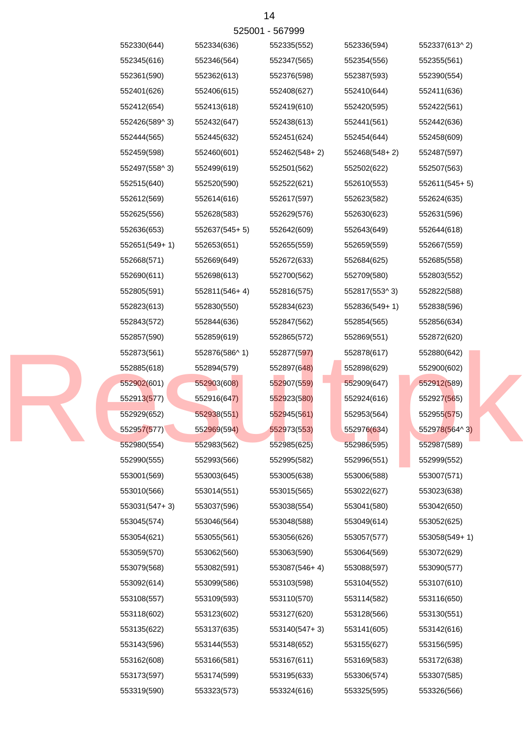525001 - 567999

| | | | | |
|---|---|---|---|---|
| 552330(644) | 552334(636) | 552335(552) | 552336(594) | 552337(613^ 2) |
| 552345(616) | 552346(564) | 552347(565) | 552354(556) | 552355(561) |
| 552361(590) | 552362(613) | 552376(598) | 552387(593) | 552390(554) |
| 552401(626) | 552406(615) | 552408(627) | 552410(644) | 552411(636) |
| 552412(654) | 552413(618) | 552419(610) | 552420(595) | 552422(561) |
| 552426(589^ 3) | 552432(647) | 552438(613) | 552441(561) | 552442(636) |
| 552444(565) | 552445(632) | 552451(624) | 552454(644) | 552458(609) |
| 552459(598) | 552460(601) | 552462(548+ 2) | 552468(548+ 2) | 552487(597) |
| 552497(558^ 3) | 552499(619) | 552501(562) | 552502(622) | 552507(563) |
| 552515(640) | 552520(590) | 552522(621) | 552610(553) | 552611(545+ 5) |
| 552612(569) | 552614(616) | 552617(597) | 552623(582) | 552624(635) |
| 552625(556) | 552628(583) | 552629(576) | 552630(623) | 552631(596) |
| 552636(653) | 552637(545+ 5) | 552642(609) | 552643(649) | 552644(618) |
| 552651(549+ 1) | 552653(651) | 552655(559) | 552659(559) | 552667(559) |
| 552668(571) | 552669(649) | 552672(633) | 552684(625) | 552685(558) |
| 552690(611) | 552698(613) | 552700(562) | 552709(580) | 552803(552) |
| 552805(591) | 552811(546+ 4) | 552816(575) | 552817(553^ 3) | 552822(588) |
| 552823(613) | 552830(550) | 552834(623) | 552836(549+ 1) | 552838(596) |
| 552843(572) | 552844(636) | 552847(562) | 552854(565) | 552856(634) |
| 552857(590) | 552859(619) | 552865(572) | 552869(551) | 552872(620) |
| 552873(561) | 552876(586^ 1) | 552877(597) | 552878(617) | 552880(642) |
| 552885(618) | 552894(579) | 552897(648) | 552898(629) | 552900(602) |
| 552902(601) | 552903(608) | 552907(559) | 552909(647) | 552912(589) |
| 552913(577) | 552916(647) | 552923(580) | 552924(616) | 552927(565) |
| 552929(652) | 552938(551) | 552945(561) | 552953(564) | 552955(575) |
| 552957(577) | 552969(594) | 552973(553) | 552976(634) | 552978(564^ 3) |
| 552980(554) | 552983(562) | 552985(625) | 552986(595) | 552987(589) |
| 552990(555) | 552993(566) | 552995(582) | 552996(551) | 552999(552) |
| 553001(569) | 553003(645) | 553005(638) | 553006(588) | 553007(571) |
| 553010(566) | 553014(551) | 553015(565) | 553022(627) | 553023(638) |
| 553031(547+ 3) | 553037(596) | 553038(554) | 553041(580) | 553042(650) |
| 553045(574) | 553046(564) | 553048(588) | 553049(614) | 553052(625) |
| 553054(621) | 553055(561) | 553056(626) | 553057(577) | 553058(549+ 1) |
| 553059(570) | 553062(560) | 553063(590) | 553064(569) | 553072(629) |
| 553079(568) | 553082(591) | 553087(546+ 4) | 553088(597) | 553090(577) |
| 553092(614) | 553099(586) | 553103(598) | 553104(552) | 553107(610) |
| 553108(557) | 553109(593) | 553110(570) | 553114(582) | 553116(650) |
| 553118(602) | 553123(602) | 553127(620) | 553128(566) | 553130(551) |
| 553135(622) | 553137(635) | 553140(547+ 3) | 553141(605) | 553142(616) |
| 553143(596) | 553144(553) | 553148(652) | 553155(627) | 553156(595) |
| 553162(608) | 553166(581) | 553167(611) | 553169(583) | 553172(638) |
| 553173(597) | 553174(599) | 553195(633) | 553306(574) | 553307(585) |
| 553319(590) | 553323(573) | 553324(616) | 553325(595) | 553326(566) |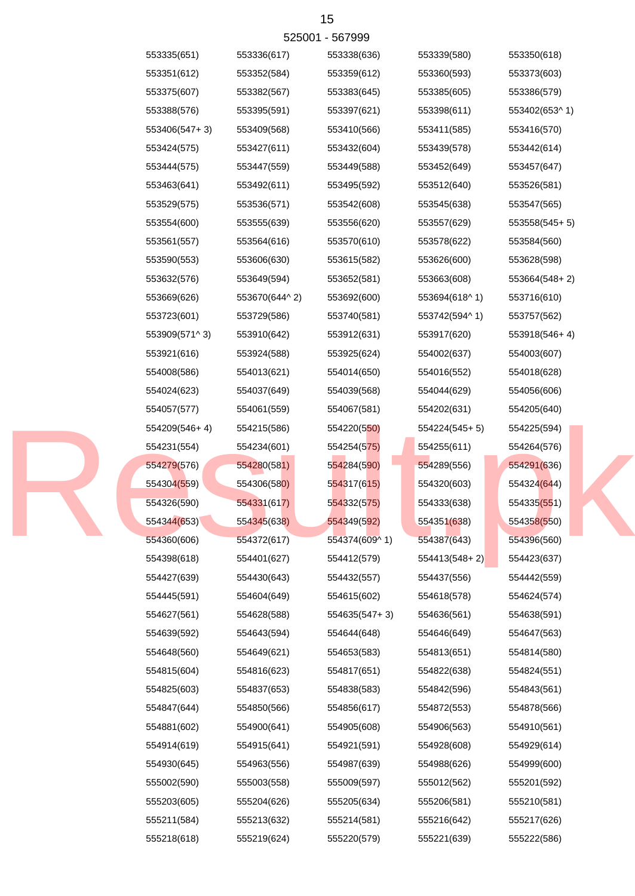525001 - 567999

553335(651) 553336(617) 553338(636) 553339(580) 553350(618)
553351(612) 553352(584) 553359(612) 553360(593) 553373(603)
553375(607) 553382(567) 553383(645) 553385(605) 553386(579)
553388(576) 553395(591) 553397(621) 553398(611) 553402(653^ 1)
553406(547+ 3) 553409(568) 553410(566) 553411(585) 553416(570)
553424(575) 553427(611) 553432(604) 553439(578) 553442(614)
553444(575) 553447(559) 553449(588) 553452(649) 553457(647)
553463(641) 553492(611) 553495(592) 553512(640) 553526(581)
553529(575) 553536(571) 553542(608) 553545(638) 553547(565)
553554(600) 553555(639) 553556(620) 553557(629) 553558(545+ 5)
553561(557) 553564(616) 553570(610) 553578(622) 553584(560)
553590(553) 553606(630) 553615(582) 553626(600) 553628(598)
553632(576) 553649(594) 553652(581) 553663(608) 553664(548+ 2)
553669(626) 553670(644^ 2) 553692(600) 553694(618^ 1) 553716(610)
553723(601) 553729(586) 553740(581) 553742(594^ 1) 553757(562)
553909(571^ 3) 553910(642) 553912(631) 553917(620) 553918(546+ 4)
553921(616) 553924(588) 553925(624) 554002(637) 554003(607)
554008(586) 554013(621) 554014(650) 554016(552) 554018(628)
554024(623) 554037(649) 554039(568) 554044(629) 554056(606)
554057(577) 554061(559) 554067(581) 554202(631) 554205(640)
554209(546+ 4) 554215(586) 554220(550) 554224(545+ 5) 554225(594)
554231(554) 554234(601) 554254(575) 554255(611) 554264(576)
554279(576) 554280(581) 554284(590) 554289(556) 554291(636)
554304(559) 554306(580) 554317(615) 554320(603) 554324(644)
554326(590) 554331(617) 554332(575) 554333(638) 554335(551)
554344(653) 554345(638) 554349(592) 554351(638) 554358(550)
554360(606) 554372(617) 554374(609^ 1) 554387(643) 554396(560)
554398(618) 554401(627) 554412(579) 554413(548+ 2) 554423(637)
554427(639) 554430(643) 554432(557) 554437(556) 554442(559)
554445(591) 554604(649) 554615(602) 554618(578) 554624(574)
554627(561) 554628(588) 554635(547+ 3) 554636(561) 554638(591)
554639(592) 554643(594) 554644(648) 554646(649) 554647(563)
554648(560) 554649(621) 554653(583) 554813(651) 554814(580)
554815(604) 554816(623) 554817(651) 554822(638) 554824(551)
554825(603) 554837(653) 554838(583) 554842(596) 554843(561)
554847(644) 554850(566) 554856(617) 554872(553) 554878(566)
554881(602) 554900(641) 554905(608) 554906(563) 554910(561)
554914(619) 554915(641) 554921(591) 554928(608) 554929(614)
554930(645) 554963(556) 554987(639) 554988(626) 554999(600)
555002(590) 555003(558) 555009(597) 555012(562) 555201(592)
555203(605) 555204(626) 555205(634) 555206(581) 555210(581)
555211(584) 555213(632) 555214(581) 555216(642) 555217(626)
555218(618) 555219(624) 555220(579) 555221(639) 555222(586)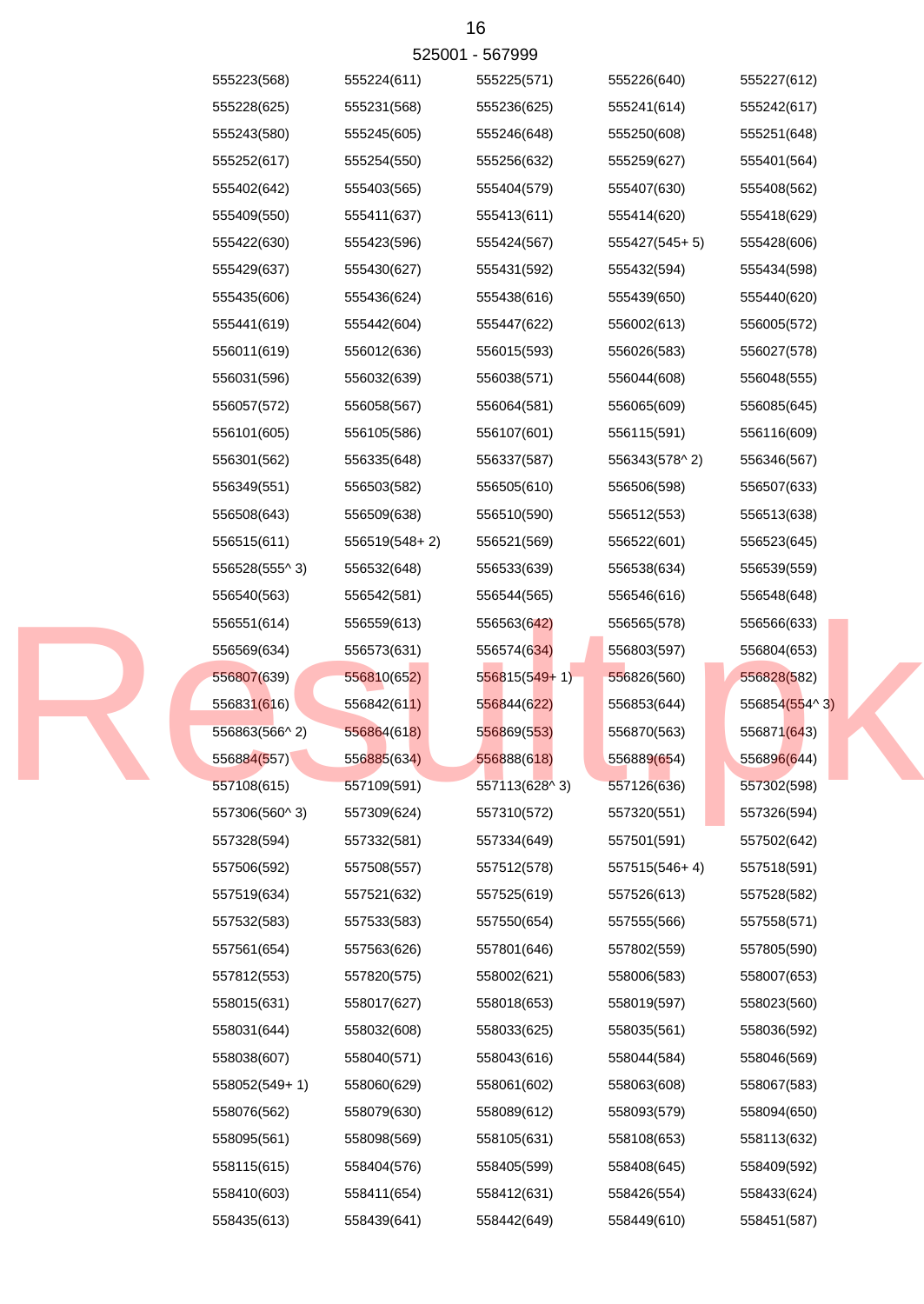525001 - 567999

| | | | | |
|---|---|---|---|---|
| 555223(568) | 555224(611) | 555225(571) | 555226(640) | 555227(612) |
| 555228(625) | 555231(568) | 555236(625) | 555241(614) | 555242(617) |
| 555243(580) | 555245(605) | 555246(648) | 555250(608) | 555251(648) |
| 555252(617) | 555254(550) | 555256(632) | 555259(627) | 555401(564) |
| 555402(642) | 555403(565) | 555404(579) | 555407(630) | 555408(562) |
| 555409(550) | 555411(637) | 555413(611) | 555414(620) | 555418(629) |
| 555422(630) | 555423(596) | 555424(567) | 555427(545+ 5) | 555428(606) |
| 555429(637) | 555430(627) | 555431(592) | 555432(594) | 555434(598) |
| 555435(606) | 555436(624) | 555438(616) | 555439(650) | 555440(620) |
| 555441(619) | 555442(604) | 555447(622) | 556002(613) | 556005(572) |
| 556011(619) | 556012(636) | 556015(593) | 556026(583) | 556027(578) |
| 556031(596) | 556032(639) | 556038(571) | 556044(608) | 556048(555) |
| 556057(572) | 556058(567) | 556064(581) | 556065(609) | 556085(645) |
| 556101(605) | 556105(586) | 556107(601) | 556115(591) | 556116(609) |
| 556301(562) | 556335(648) | 556337(587) | 556343(578^ 2) | 556346(567) |
| 556349(551) | 556503(582) | 556505(610) | 556506(598) | 556507(633) |
| 556508(643) | 556509(638) | 556510(590) | 556512(553) | 556513(638) |
| 556515(611) | 556519(548+ 2) | 556521(569) | 556522(601) | 556523(645) |
| 556528(555^ 3) | 556532(648) | 556533(639) | 556538(634) | 556539(559) |
| 556540(563) | 556542(581) | 556544(565) | 556546(616) | 556548(648) |
| 556551(614) | 556559(613) | 556563(642) | 556565(578) | 556566(633) |
| 556569(634) | 556573(631) | 556574(634) | 556803(597) | 556804(653) |
| 556807(639) | 556810(652) | 556815(549+ 1) | 556826(560) | 556828(582) |
| 556831(616) | 556842(611) | 556844(622) | 556853(644) | 556854(554^ 3) |
| 556863(566^ 2) | 556864(618) | 556869(553) | 556870(563) | 556871(643) |
| 556884(557) | 556885(634) | 556888(618) | 556889(654) | 556896(644) |
| 557108(615) | 557109(591) | 557113(628^ 3) | 557126(636) | 557302(598) |
| 557306(560^ 3) | 557309(624) | 557310(572) | 557320(551) | 557326(594) |
| 557328(594) | 557332(581) | 557334(649) | 557501(591) | 557502(642) |
| 557506(592) | 557508(557) | 557512(578) | 557515(546+ 4) | 557518(591) |
| 557519(634) | 557521(632) | 557525(619) | 557526(613) | 557528(582) |
| 557532(583) | 557533(583) | 557550(654) | 557555(566) | 557558(571) |
| 557561(654) | 557563(626) | 557801(646) | 557802(559) | 557805(590) |
| 557812(553) | 557820(575) | 558002(621) | 558006(583) | 558007(653) |
| 558015(631) | 558017(627) | 558018(653) | 558019(597) | 558023(560) |
| 558031(644) | 558032(608) | 558033(625) | 558035(561) | 558036(592) |
| 558038(607) | 558040(571) | 558043(616) | 558044(584) | 558046(569) |
| 558052(549+ 1) | 558060(629) | 558061(602) | 558063(608) | 558067(583) |
| 558076(562) | 558079(630) | 558089(612) | 558093(579) | 558094(650) |
| 558095(561) | 558098(569) | 558105(631) | 558108(653) | 558113(632) |
| 558115(615) | 558404(576) | 558405(599) | 558408(645) | 558409(592) |
| 558410(603) | 558411(654) | 558412(631) | 558426(554) | 558433(624) |
| 558435(613) | 558439(641) | 558442(649) | 558449(610) | 558451(587) |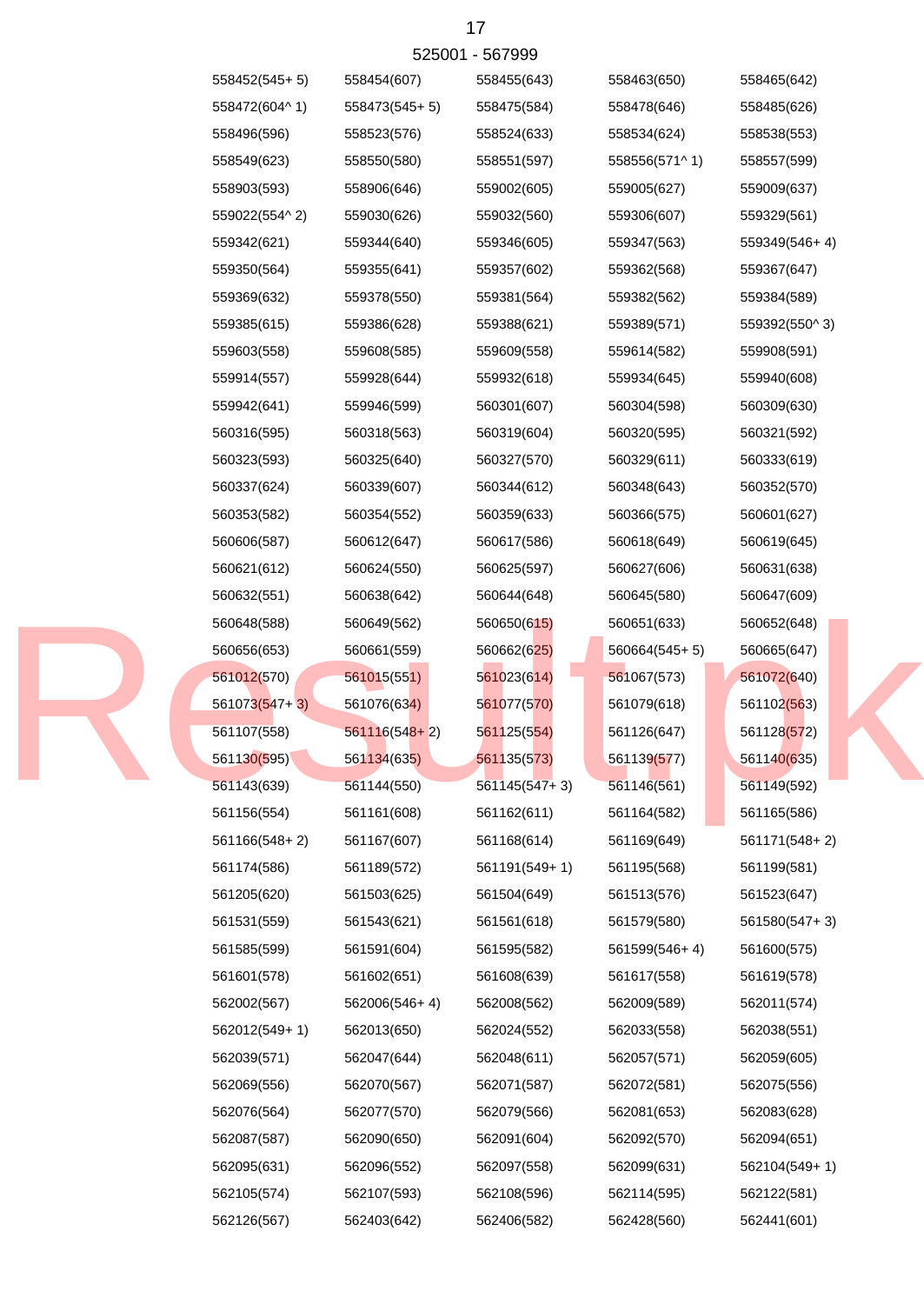525001 - 567999

| | | | | |
|---|---|---|---|---|
| 558452(545+ 5) | 558454(607) | 558455(643) | 558463(650) | 558465(642) |
| 558472(604^ 1) | 558473(545+ 5) | 558475(584) | 558478(646) | 558485(626) |
| 558496(596) | 558523(576) | 558524(633) | 558534(624) | 558538(553) |
| 558549(623) | 558550(580) | 558551(597) | 558556(571^ 1) | 558557(599) |
| 558903(593) | 558906(646) | 559002(605) | 559005(627) | 559009(637) |
| 559022(554^ 2) | 559030(626) | 559032(560) | 559306(607) | 559329(561) |
| 559342(621) | 559344(640) | 559346(605) | 559347(563) | 559349(546+ 4) |
| 559350(564) | 559355(641) | 559357(602) | 559362(568) | 559367(647) |
| 559369(632) | 559378(550) | 559381(564) | 559382(562) | 559384(589) |
| 559385(615) | 559386(628) | 559388(621) | 559389(571) | 559392(550^ 3) |
| 559603(558) | 559608(585) | 559609(558) | 559614(582) | 559908(591) |
| 559914(557) | 559928(644) | 559932(618) | 559934(645) | 559940(608) |
| 559942(641) | 559946(599) | 560301(607) | 560304(598) | 560309(630) |
| 560316(595) | 560318(563) | 560319(604) | 560320(595) | 560321(592) |
| 560323(593) | 560325(640) | 560327(570) | 560329(611) | 560333(619) |
| 560337(624) | 560339(607) | 560344(612) | 560348(643) | 560352(570) |
| 560353(582) | 560354(552) | 560359(633) | 560366(575) | 560601(627) |
| 560606(587) | 560612(647) | 560617(586) | 560618(649) | 560619(645) |
| 560621(612) | 560624(550) | 560625(597) | 560627(606) | 560631(638) |
| 560632(551) | 560638(642) | 560644(648) | 560645(580) | 560647(609) |
| 560648(588) | 560649(562) | 560650(615) | 560651(633) | 560652(648) |
| 560656(653) | 560661(559) | 560662(625) | 560664(545+ 5) | 560665(647) |
| 561012(570) | 561015(551) | 561023(614) | 561067(573) | 561072(640) |
| 561073(547+ 3) | 561076(634) | 561077(570) | 561079(618) | 561102(563) |
| 561107(558) | 561116(548+ 2) | 561125(554) | 561126(647) | 561128(572) |
| 561130(595) | 561134(635) | 561135(573) | 561139(577) | 561140(635) |
| 561143(639) | 561144(550) | 561145(547+ 3) | 561146(561) | 561149(592) |
| 561156(554) | 561161(608) | 561162(611) | 561164(582) | 561165(586) |
| 561166(548+ 2) | 561167(607) | 561168(614) | 561169(649) | 561171(548+ 2) |
| 561174(586) | 561189(572) | 561191(549+ 1) | 561195(568) | 561199(581) |
| 561205(620) | 561503(625) | 561504(649) | 561513(576) | 561523(647) |
| 561531(559) | 561543(621) | 561561(618) | 561579(580) | 561580(547+ 3) |
| 561585(599) | 561591(604) | 561595(582) | 561599(546+ 4) | 561600(575) |
| 561601(578) | 561602(651) | 561608(639) | 561617(558) | 561619(578) |
| 562002(567) | 562006(546+ 4) | 562008(562) | 562009(589) | 562011(574) |
| 562012(549+ 1) | 562013(650) | 562024(552) | 562033(558) | 562038(551) |
| 562039(571) | 562047(644) | 562048(611) | 562057(571) | 562059(605) |
| 562069(556) | 562070(567) | 562071(587) | 562072(581) | 562075(556) |
| 562076(564) | 562077(570) | 562079(566) | 562081(653) | 562083(628) |
| 562087(587) | 562090(650) | 562091(604) | 562092(570) | 562094(651) |
| 562095(631) | 562096(552) | 562097(558) | 562099(631) | 562104(549+ 1) |
| 562105(574) | 562107(593) | 562108(596) | 562114(595) | 562122(581) |
| 562126(567) | 562403(642) | 562406(582) | 562428(560) | 562441(601) |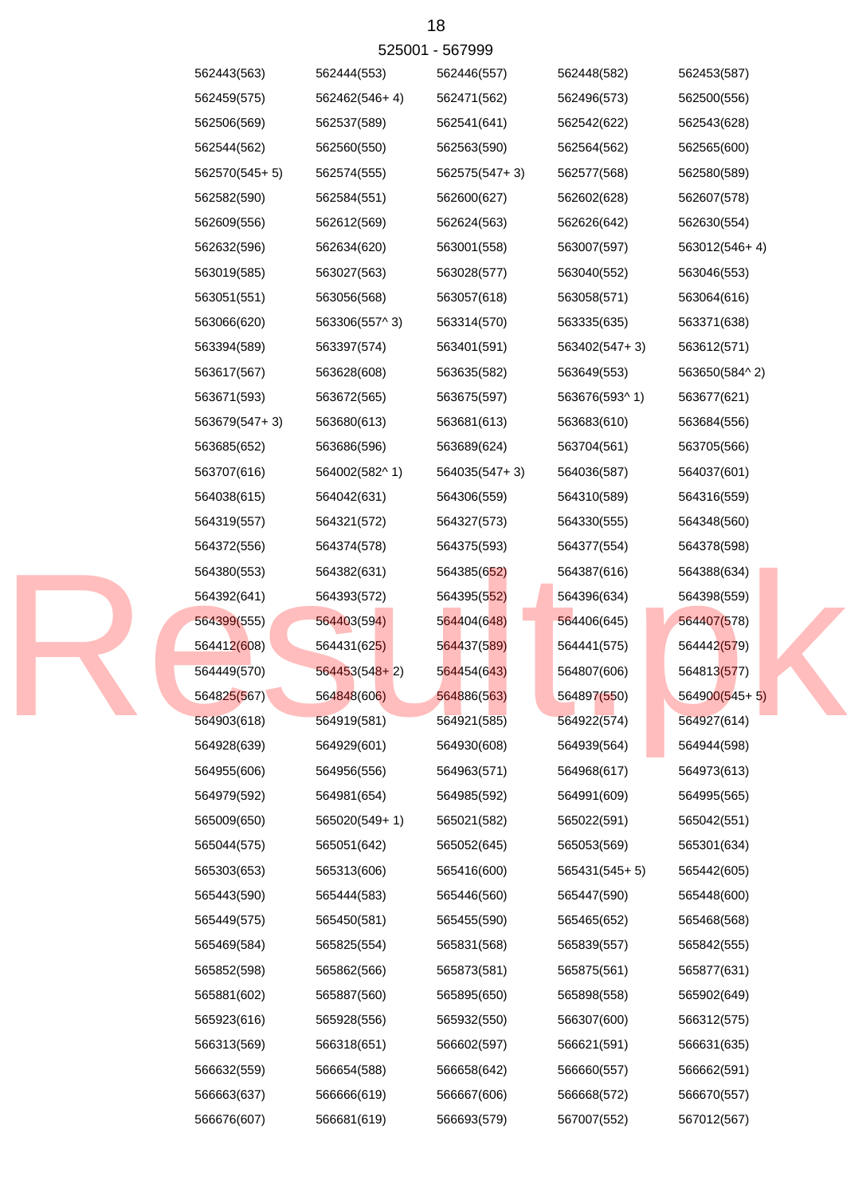525001 - 567999

| | | | | |
|---|---|---|---|---|
| 562443(563) | 562444(553) | 562446(557) | 562448(582) | 562453(587) |
| 562459(575) | 562462(546+ 4) | 562471(562) | 562496(573) | 562500(556) |
| 562506(569) | 562537(589) | 562541(641) | 562542(622) | 562543(628) |
| 562544(562) | 562560(550) | 562563(590) | 562564(562) | 562565(600) |
| 562570(545+ 5) | 562574(555) | 562575(547+ 3) | 562577(568) | 562580(589) |
| 562582(590) | 562584(551) | 562600(627) | 562602(628) | 562607(578) |
| 562609(556) | 562612(569) | 562624(563) | 562626(642) | 562630(554) |
| 562632(596) | 562634(620) | 563001(558) | 563007(597) | 563012(546+ 4) |
| 563019(585) | 563027(563) | 563028(577) | 563040(552) | 563046(553) |
| 563051(551) | 563056(568) | 563057(618) | 563058(571) | 563064(616) |
| 563066(620) | 563306(557^ 3) | 563314(570) | 563335(635) | 563371(638) |
| 563394(589) | 563397(574) | 563401(591) | 563402(547+ 3) | 563612(571) |
| 563617(567) | 563628(608) | 563635(582) | 563649(553) | 563650(584^ 2) |
| 563671(593) | 563672(565) | 563675(597) | 563676(593^ 1) | 563677(621) |
| 563679(547+ 3) | 563680(613) | 563681(613) | 563683(610) | 563684(556) |
| 563685(652) | 563686(596) | 563689(624) | 563704(561) | 563705(566) |
| 563707(616) | 564002(582^ 1) | 564035(547+ 3) | 564036(587) | 564037(601) |
| 564038(615) | 564042(631) | 564306(559) | 564310(589) | 564316(559) |
| 564319(557) | 564321(572) | 564327(573) | 564330(555) | 564348(560) |
| 564372(556) | 564374(578) | 564375(593) | 564377(554) | 564378(598) |
| 564380(553) | 564382(631) | 564385(652) | 564387(616) | 564388(634) |
| 564392(641) | 564393(572) | 564395(552) | 564396(634) | 564398(559) |
| 564399(555) | 564403(594) | 564404(648) | 564406(645) | 564407(578) |
| 564412(608) | 564431(625) | 564437(589) | 564441(575) | 564442(579) |
| 564449(570) | 564453(548+ 2) | 564454(643) | 564807(606) | 564813(577) |
| 564825(567) | 564848(606) | 564886(563) | 564897(550) | 564900(545+ 5) |
| 564903(618) | 564919(581) | 564921(585) | 564922(574) | 564927(614) |
| 564928(639) | 564929(601) | 564930(608) | 564939(564) | 564944(598) |
| 564955(606) | 564956(556) | 564963(571) | 564968(617) | 564973(613) |
| 564979(592) | 564981(654) | 564985(592) | 564991(609) | 564995(565) |
| 565009(650) | 565020(549+ 1) | 565021(582) | 565022(591) | 565042(551) |
| 565044(575) | 565051(642) | 565052(645) | 565053(569) | 565301(634) |
| 565303(653) | 565313(606) | 565416(600) | 565431(545+ 5) | 565442(605) |
| 565443(590) | 565444(583) | 565446(560) | 565447(590) | 565448(600) |
| 565449(575) | 565450(581) | 565455(590) | 565465(652) | 565468(568) |
| 565469(584) | 565825(554) | 565831(568) | 565839(557) | 565842(555) |
| 565852(598) | 565862(566) | 565873(581) | 565875(561) | 565877(631) |
| 565881(602) | 565887(560) | 565895(650) | 565898(558) | 565902(649) |
| 565923(616) | 565928(556) | 565932(550) | 566307(600) | 566312(575) |
| 566313(569) | 566318(651) | 566602(597) | 566621(591) | 566631(635) |
| 566632(559) | 566654(588) | 566658(642) | 566660(557) | 566662(591) |
| 566663(637) | 566666(619) | 566667(606) | 566668(572) | 566670(557) |
| 566676(607) | 566681(619) | 566693(579) | 567007(552) | 567012(567) |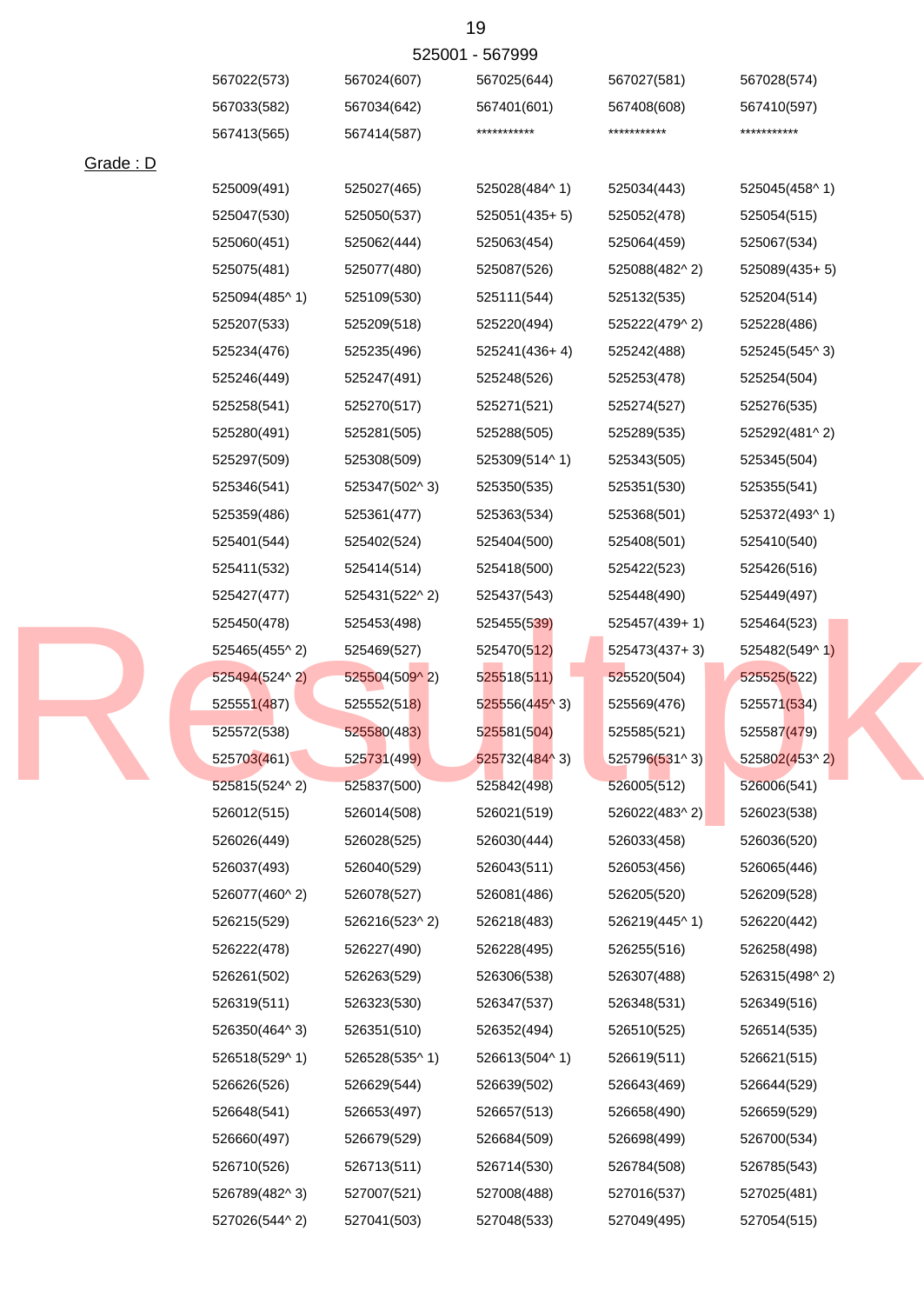525001 - 567999

| | | | | |
|---|---|---|---|---|
| 567022(573) | 567024(607) | 567025(644) | 567027(581) | 567028(574) |
| 567033(582) | 567034(642) | 567401(601) | 567408(608) | 567410(597) |
| 567413(565) | 567414(587) | *********** | *********** | *********** |

Grade : D

| | | | | |
|---|---|---|---|---|
| 525009(491) | 525027(465) | 525028(484^ 1) | 525034(443) | 525045(458^ 1) |
| 525047(530) | 525050(537) | 525051(435+ 5) | 525052(478) | 525054(515) |
| 525060(451) | 525062(444) | 525063(454) | 525064(459) | 525067(534) |
| 525075(481) | 525077(480) | 525087(526) | 525088(482^ 2) | 525089(435+ 5) |
| 525094(485^ 1) | 525109(530) | 525111(544) | 525132(535) | 525204(514) |
| 525207(533) | 525209(518) | 525220(494) | 525222(479^ 2) | 525228(486) |
| 525234(476) | 525235(496) | 525241(436+ 4) | 525242(488) | 525245(545^ 3) |
| 525246(449) | 525247(491) | 525248(526) | 525253(478) | 525254(504) |
| 525258(541) | 525270(517) | 525271(521) | 525274(527) | 525276(535) |
| 525280(491) | 525281(505) | 525288(505) | 525289(535) | 525292(481^ 2) |
| 525297(509) | 525308(509) | 525309(514^ 1) | 525343(505) | 525345(504) |
| 525346(541) | 525347(502^ 3) | 525350(535) | 525351(530) | 525355(541) |
| 525359(486) | 525361(477) | 525363(534) | 525368(501) | 525372(493^ 1) |
| 525401(544) | 525402(524) | 525404(500) | 525408(501) | 525410(540) |
| 525411(532) | 525414(514) | 525418(500) | 525422(523) | 525426(516) |
| 525427(477) | 525431(522^ 2) | 525437(543) | 525448(490) | 525449(497) |
| 525450(478) | 525453(498) | 525455(539) | 525457(439+ 1) | 525464(523) |
| 525465(455^ 2) | 525469(527) | 525470(512) | 525473(437+ 3) | 525482(549^ 1) |
| 525494(524^ 2) | 525504(509^ 2) | 525518(511) | 525520(504) | 525525(522) |
| 525551(487) | 525552(518) | 525556(445^ 3) | 525569(476) | 525571(534) |
| 525572(538) | 525580(483) | 525581(504) | 525585(521) | 525587(479) |
| 525703(461) | 525731(499) | 525732(484^ 3) | 525796(531^ 3) | 525802(453^ 2) |
| 525815(524^ 2) | 525837(500) | 525842(498) | 526005(512) | 526006(541) |
| 526012(515) | 526014(508) | 526021(519) | 526022(483^ 2) | 526023(538) |
| 526026(449) | 526028(525) | 526030(444) | 526033(458) | 526036(520) |
| 526037(493) | 526040(529) | 526043(511) | 526053(456) | 526065(446) |
| 526077(460^ 2) | 526078(527) | 526081(486) | 526205(520) | 526209(528) |
| 526215(529) | 526216(523^ 2) | 526218(483) | 526219(445^ 1) | 526220(442) |
| 526222(478) | 526227(490) | 526228(495) | 526255(516) | 526258(498) |
| 526261(502) | 526263(529) | 526306(538) | 526307(488) | 526315(498^ 2) |
| 526319(511) | 526323(530) | 526347(537) | 526348(531) | 526349(516) |
| 526350(464^ 3) | 526351(510) | 526352(494) | 526510(525) | 526514(535) |
| 526518(529^ 1) | 526528(535^ 1) | 526613(504^ 1) | 526619(511) | 526621(515) |
| 526626(526) | 526629(544) | 526639(502) | 526643(469) | 526644(529) |
| 526648(541) | 526653(497) | 526657(513) | 526658(490) | 526659(529) |
| 526660(497) | 526679(529) | 526684(509) | 526698(499) | 526700(534) |
| 526710(526) | 526713(511) | 526714(530) | 526784(508) | 526785(543) |
| 526789(482^ 3) | 527007(521) | 527008(488) | 527016(537) | 527025(481) |
| 527026(544^ 2) | 527041(503) | 527048(533) | 527049(495) | 527054(515) |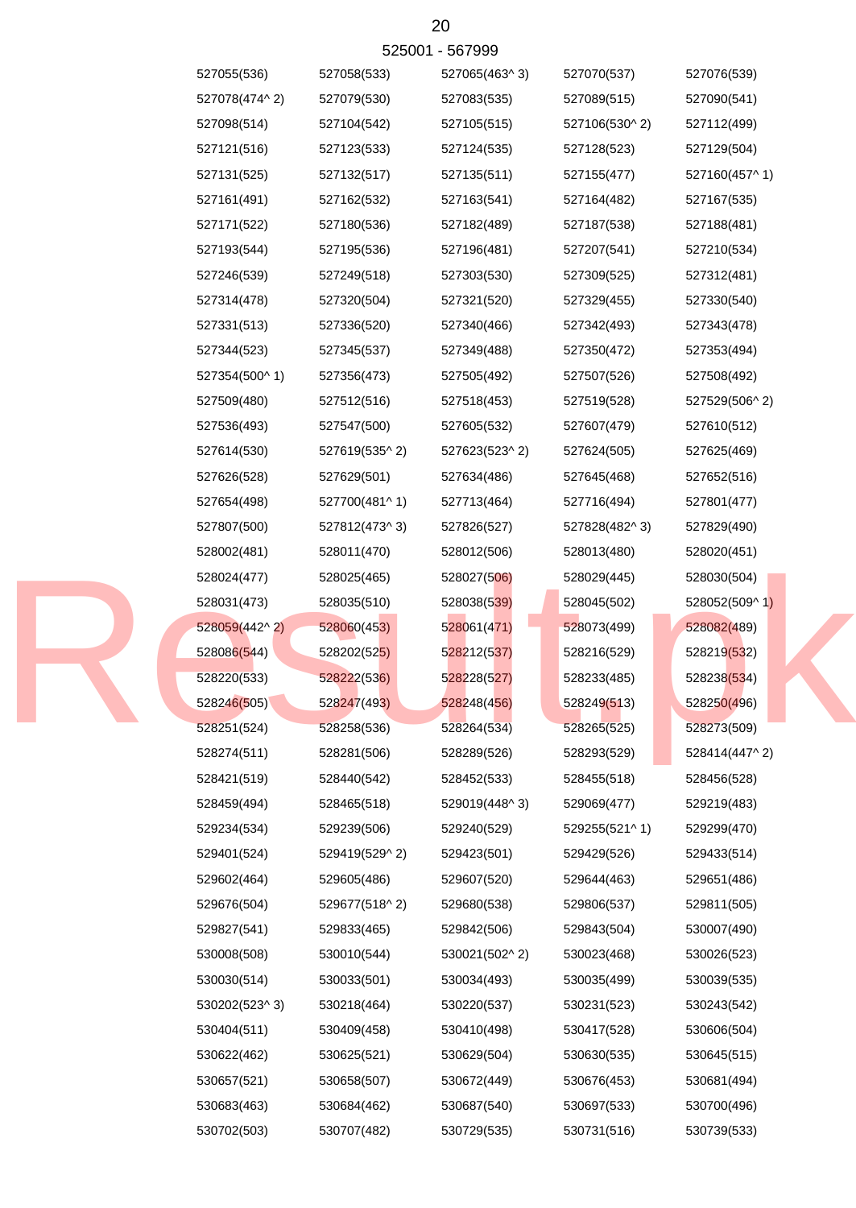525001 - 567999

527055(536) 527058(533) 527065(463^ 3) 527070(537) 527076(539)
527078(474^ 2) 527079(530) 527083(535) 527089(515) 527090(541)
527098(514) 527104(542) 527105(515) 527106(530^ 2) 527112(499)
527121(516) 527123(533) 527124(535) 527128(523) 527129(504)
527131(525) 527132(517) 527135(511) 527155(477) 527160(457^ 1)
527161(491) 527162(532) 527163(541) 527164(482) 527167(535)
527171(522) 527180(536) 527182(489) 527187(538) 527188(481)
527193(544) 527195(536) 527196(481) 527207(541) 527210(534)
527246(539) 527249(518) 527303(530) 527309(525) 527312(481)
527314(478) 527320(504) 527321(520) 527329(455) 527330(540)
527331(513) 527336(520) 527340(466) 527342(493) 527343(478)
527344(523) 527345(537) 527349(488) 527350(472) 527353(494)
527354(500^ 1) 527356(473) 527505(492) 527507(526) 527508(492)
527509(480) 527512(516) 527518(453) 527519(528) 527529(506^ 2)
527536(493) 527547(500) 527605(532) 527607(479) 527610(512)
527614(530) 527619(535^ 2) 527623(523^ 2) 527624(505) 527625(469)
527626(528) 527629(501) 527634(486) 527645(468) 527652(516)
527654(498) 527700(481^ 1) 527713(464) 527716(494) 527801(477)
527807(500) 527812(473^ 3) 527826(527) 527828(482^ 3) 527829(490)
528002(481) 528011(470) 528012(506) 528013(480) 528020(451)
528024(477) 528025(465) 528027(506) 528029(445) 528030(504)
528031(473) 528035(510) 528038(539) 528045(502) 528052(509^ 1)
528059(442^ 2) 528060(453) 528061(471) 528073(499) 528082(489)
528086(544) 528202(525) 528212(537) 528216(529) 528219(532)
528220(533) 528222(536) 528228(527) 528233(485) 528238(534)
528246(505) 528247(493) 528248(456) 528249(513) 528250(496)
528251(524) 528258(536) 528264(534) 528265(525) 528273(509)
528274(511) 528281(506) 528289(526) 528293(529) 528414(447^ 2)
528421(519) 528440(542) 528452(533) 528455(518) 528456(528)
528459(494) 528465(518) 529019(448^ 3) 529069(477) 529219(483)
529234(534) 529239(506) 529240(529) 529255(521^ 1) 529299(470)
529401(524) 529419(529^ 2) 529423(501) 529429(526) 529433(514)
529602(464) 529605(486) 529607(520) 529644(463) 529651(486)
529676(504) 529677(518^ 2) 529680(538) 529806(537) 529811(505)
529827(541) 529833(465) 529842(506) 529843(504) 530007(490)
530008(508) 530010(544) 530021(502^ 2) 530023(468) 530026(523)
530030(514) 530033(501) 530034(493) 530035(499) 530039(535)
530202(523^ 3) 530218(464) 530220(537) 530231(523) 530243(542)
530404(511) 530409(458) 530410(498) 530417(528) 530606(504)
530622(462) 530625(521) 530629(504) 530630(535) 530645(515)
530657(521) 530658(507) 530672(449) 530676(453) 530681(494)
530683(463) 530684(462) 530687(540) 530697(533) 530700(496)
530702(503) 530707(482) 530729(535) 530731(516) 530739(533)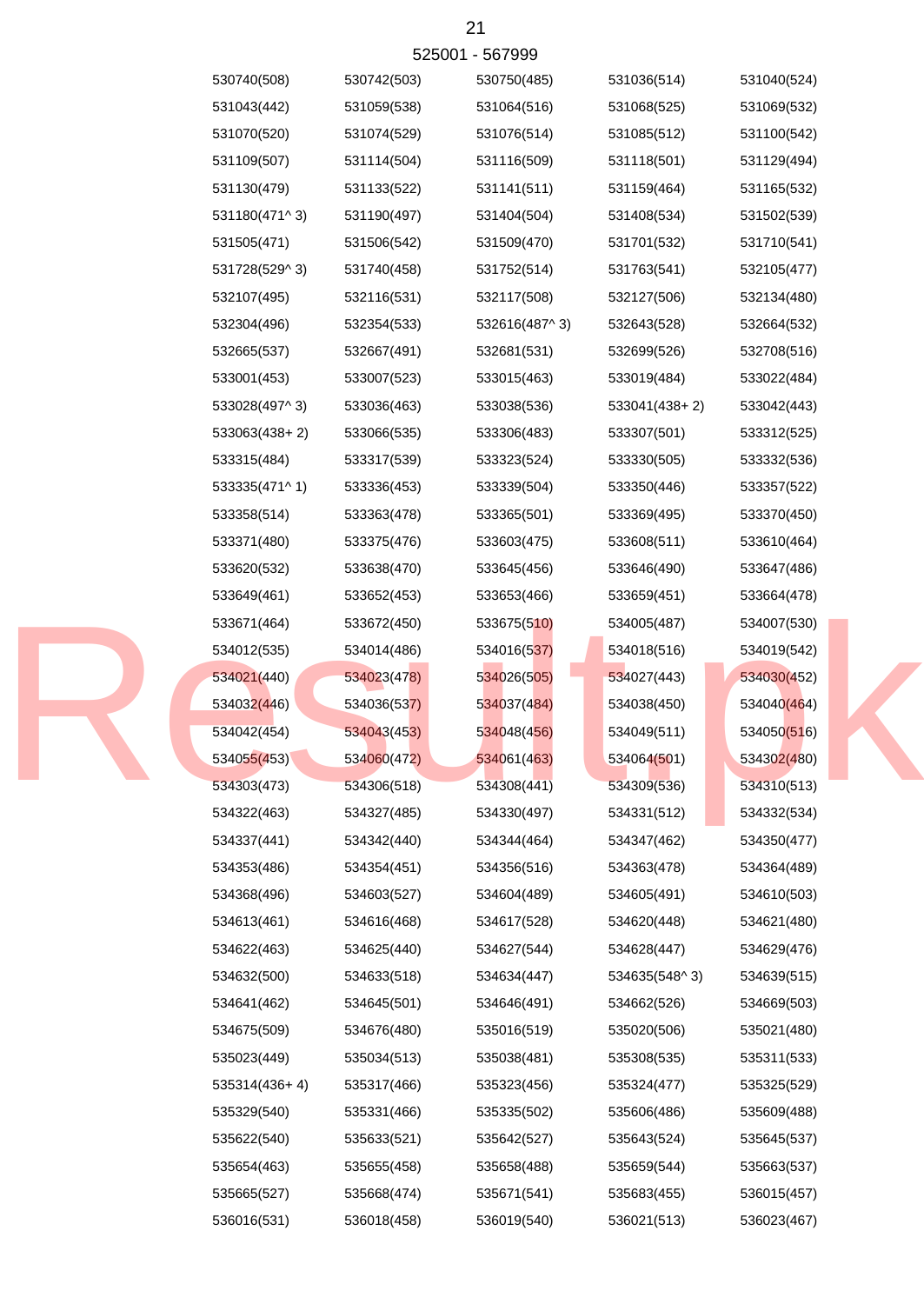525001 - 567999

| | | | | |
|---|---|---|---|---|
| 530740(508) | 530742(503) | 530750(485) | 531036(514) | 531040(524) |
| 531043(442) | 531059(538) | 531064(516) | 531068(525) | 531069(532) |
| 531070(520) | 531074(529) | 531076(514) | 531085(512) | 531100(542) |
| 531109(507) | 531114(504) | 531116(509) | 531118(501) | 531129(494) |
| 531130(479) | 531133(522) | 531141(511) | 531159(464) | 531165(532) |
| 531180(471^ 3) | 531190(497) | 531404(504) | 531408(534) | 531502(539) |
| 531505(471) | 531506(542) | 531509(470) | 531701(532) | 531710(541) |
| 531728(529^ 3) | 531740(458) | 531752(514) | 531763(541) | 532105(477) |
| 532107(495) | 532116(531) | 532117(508) | 532127(506) | 532134(480) |
| 532304(496) | 532354(533) | 532616(487^ 3) | 532643(528) | 532664(532) |
| 532665(537) | 532667(491) | 532681(531) | 532699(526) | 532708(516) |
| 533001(453) | 533007(523) | 533015(463) | 533019(484) | 533022(484) |
| 533028(497^ 3) | 533036(463) | 533038(536) | 533041(438+ 2) | 533042(443) |
| 533063(438+ 2) | 533066(535) | 533306(483) | 533307(501) | 533312(525) |
| 533315(484) | 533317(539) | 533323(524) | 533330(505) | 533332(536) |
| 533335(471^ 1) | 533336(453) | 533339(504) | 533350(446) | 533357(522) |
| 533358(514) | 533363(478) | 533365(501) | 533369(495) | 533370(450) |
| 533371(480) | 533375(476) | 533603(475) | 533608(511) | 533610(464) |
| 533620(532) | 533638(470) | 533645(456) | 533646(490) | 533647(486) |
| 533649(461) | 533652(453) | 533653(466) | 533659(451) | 533664(478) |
| 533671(464) | 533672(450) | 533675(510) | 534005(487) | 534007(530) |
| 534012(535) | 534014(486) | 534016(537) | 534018(516) | 534019(542) |
| 534021(440) | 534023(478) | 534026(505) | 534027(443) | 534030(452) |
| 534032(446) | 534036(537) | 534037(484) | 534038(450) | 534040(464) |
| 534042(454) | 534043(453) | 534048(456) | 534049(511) | 534050(516) |
| 534055(453) | 534060(472) | 534061(463) | 534064(501) | 534302(480) |
| 534303(473) | 534306(518) | 534308(441) | 534309(536) | 534310(513) |
| 534322(463) | 534327(485) | 534330(497) | 534331(512) | 534332(534) |
| 534337(441) | 534342(440) | 534344(464) | 534347(462) | 534350(477) |
| 534353(486) | 534354(451) | 534356(516) | 534363(478) | 534364(489) |
| 534368(496) | 534603(527) | 534604(489) | 534605(491) | 534610(503) |
| 534613(461) | 534616(468) | 534617(528) | 534620(448) | 534621(480) |
| 534622(463) | 534625(440) | 534627(544) | 534628(447) | 534629(476) |
| 534632(500) | 534633(518) | 534634(447) | 534635(548^ 3) | 534639(515) |
| 534641(462) | 534645(501) | 534646(491) | 534662(526) | 534669(503) |
| 534675(509) | 534676(480) | 535016(519) | 535020(506) | 535021(480) |
| 535023(449) | 535034(513) | 535038(481) | 535308(535) | 535311(533) |
| 535314(436+ 4) | 535317(466) | 535323(456) | 535324(477) | 535325(529) |
| 535329(540) | 535331(466) | 535335(502) | 535606(486) | 535609(488) |
| 535622(540) | 535633(521) | 535642(527) | 535643(524) | 535645(537) |
| 535654(463) | 535655(458) | 535658(488) | 535659(544) | 535663(537) |
| 535665(527) | 535668(474) | 535671(541) | 535683(455) | 536015(457) |
| 536016(531) | 536018(458) | 536019(540) | 536021(513) | 536023(467) |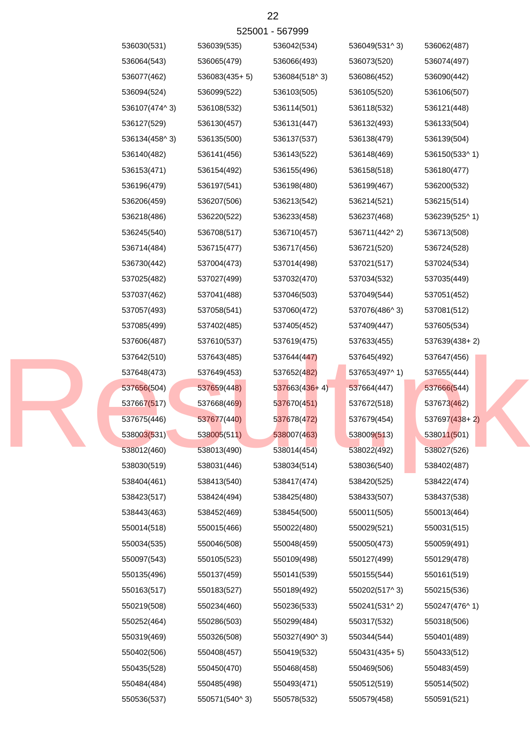525001 - 567999

| | | | | |
|---|---|---|---|---|
| 536030(531) | 536039(535) | 536042(534) | 536049(531^ 3) | 536062(487) |
| 536064(543) | 536065(479) | 536066(493) | 536073(520) | 536074(497) |
| 536077(462) | 536083(435+ 5) | 536084(518^ 3) | 536086(452) | 536090(442) |
| 536094(524) | 536099(522) | 536103(505) | 536105(520) | 536106(507) |
| 536107(474^ 3) | 536108(532) | 536114(501) | 536118(532) | 536121(448) |
| 536127(529) | 536130(457) | 536131(447) | 536132(493) | 536133(504) |
| 536134(458^ 3) | 536135(500) | 536137(537) | 536138(479) | 536139(504) |
| 536140(482) | 536141(456) | 536143(522) | 536148(469) | 536150(533^ 1) |
| 536153(471) | 536154(492) | 536155(496) | 536158(518) | 536180(477) |
| 536196(479) | 536197(541) | 536198(480) | 536199(467) | 536200(532) |
| 536206(459) | 536207(506) | 536213(542) | 536214(521) | 536215(514) |
| 536218(486) | 536220(522) | 536233(458) | 536237(468) | 536239(525^ 1) |
| 536245(540) | 536708(517) | 536710(457) | 536711(442^ 2) | 536713(508) |
| 536714(484) | 536715(477) | 536717(456) | 536721(520) | 536724(528) |
| 536730(442) | 537004(473) | 537014(498) | 537021(517) | 537024(534) |
| 537025(482) | 537027(499) | 537032(470) | 537034(532) | 537035(449) |
| 537037(462) | 537041(488) | 537046(503) | 537049(544) | 537051(452) |
| 537057(493) | 537058(541) | 537060(472) | 537076(486^ 3) | 537081(512) |
| 537085(499) | 537402(485) | 537405(452) | 537409(447) | 537605(534) |
| 537606(487) | 537610(537) | 537619(475) | 537633(455) | 537639(438+ 2) |
| 537642(510) | 537643(485) | 537644(447) | 537645(492) | 537647(456) |
| 537648(473) | 537649(453) | 537652(482) | 537653(497^ 1) | 537655(444) |
| 537656(504) | 537659(448) | 537663(436+ 4) | 537664(447) | 537666(544) |
| 537667(517) | 537668(469) | 537670(451) | 537672(518) | 537673(462) |
| 537675(446) | 537677(440) | 537678(472) | 537679(454) | 537697(438+ 2) |
| 538003(531) | 538005(511) | 538007(463) | 538009(513) | 538011(501) |
| 538012(460) | 538013(490) | 538014(454) | 538022(492) | 538027(526) |
| 538030(519) | 538031(446) | 538034(514) | 538036(540) | 538402(487) |
| 538404(461) | 538413(540) | 538417(474) | 538420(525) | 538422(474) |
| 538423(517) | 538424(494) | 538425(480) | 538433(507) | 538437(538) |
| 538443(463) | 538452(469) | 538454(500) | 550011(505) | 550013(464) |
| 550014(518) | 550015(466) | 550022(480) | 550029(521) | 550031(515) |
| 550034(535) | 550046(508) | 550048(459) | 550050(473) | 550059(491) |
| 550097(543) | 550105(523) | 550109(498) | 550127(499) | 550129(478) |
| 550135(496) | 550137(459) | 550141(539) | 550155(544) | 550161(519) |
| 550163(517) | 550183(527) | 550189(492) | 550202(517^ 3) | 550215(536) |
| 550219(508) | 550234(460) | 550236(533) | 550241(531^ 2) | 550247(476^ 1) |
| 550252(464) | 550286(503) | 550299(484) | 550317(532) | 550318(506) |
| 550319(469) | 550326(508) | 550327(490^ 3) | 550344(544) | 550401(489) |
| 550402(506) | 550408(457) | 550419(532) | 550431(435+ 5) | 550433(512) |
| 550435(528) | 550450(470) | 550468(458) | 550469(506) | 550483(459) |
| 550484(484) | 550485(498) | 550493(471) | 550512(519) | 550514(502) |
| 550536(537) | 550571(540^ 3) | 550578(532) | 550579(458) | 550591(521) |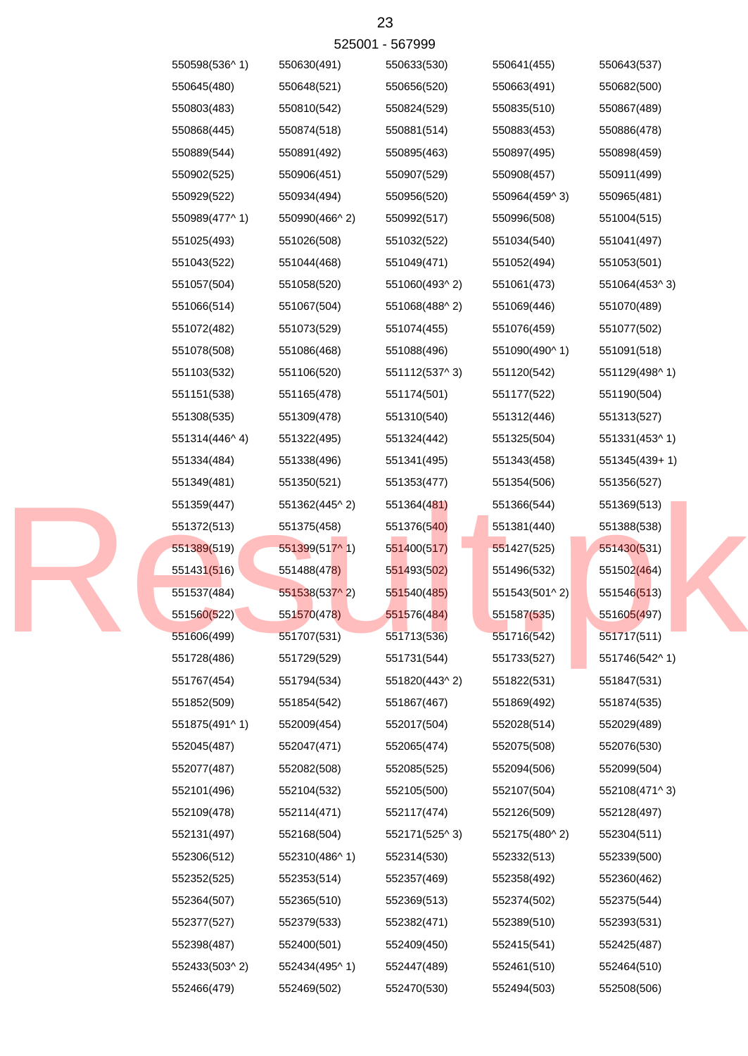525001 - 567999

| | | | | |
|---|---|---|---|---|
| 550598(536^ 1) | 550630(491) | 550633(530) | 550641(455) | 550643(537) |
| 550645(480) | 550648(521) | 550656(520) | 550663(491) | 550682(500) |
| 550803(483) | 550810(542) | 550824(529) | 550835(510) | 550867(489) |
| 550868(445) | 550874(518) | 550881(514) | 550883(453) | 550886(478) |
| 550889(544) | 550891(492) | 550895(463) | 550897(495) | 550898(459) |
| 550902(525) | 550906(451) | 550907(529) | 550908(457) | 550911(499) |
| 550929(522) | 550934(494) | 550956(520) | 550964(459^ 3) | 550965(481) |
| 550989(477^ 1) | 550990(466^ 2) | 550992(517) | 550996(508) | 551004(515) |
| 551025(493) | 551026(508) | 551032(522) | 551034(540) | 551041(497) |
| 551043(522) | 551044(468) | 551049(471) | 551052(494) | 551053(501) |
| 551057(504) | 551058(520) | 551060(493^ 2) | 551061(473) | 551064(453^ 3) |
| 551066(514) | 551067(504) | 551068(488^ 2) | 551069(446) | 551070(489) |
| 551072(482) | 551073(529) | 551074(455) | 551076(459) | 551077(502) |
| 551078(508) | 551086(468) | 551088(496) | 551090(490^ 1) | 551091(518) |
| 551103(532) | 551106(520) | 551112(537^ 3) | 551120(542) | 551129(498^ 1) |
| 551151(538) | 551165(478) | 551174(501) | 551177(522) | 551190(504) |
| 551308(535) | 551309(478) | 551310(540) | 551312(446) | 551313(527) |
| 551314(446^ 4) | 551322(495) | 551324(442) | 551325(504) | 551331(453^ 1) |
| 551334(484) | 551338(496) | 551341(495) | 551343(458) | 551345(439+ 1) |
| 551349(481) | 551350(521) | 551353(477) | 551354(506) | 551356(527) |
| 551359(447) | 551362(445^ 2) | 551364(481) | 551366(544) | 551369(513) |
| 551372(513) | 551375(458) | 551376(540) | 551381(440) | 551388(538) |
| 551389(519) | 551399(517^ 1) | 551400(517) | 551427(525) | 551430(531) |
| 551431(516) | 551488(478) | 551493(502) | 551496(532) | 551502(464) |
| 551537(484) | 551538(537^ 2) | 551540(485) | 551543(501^ 2) | 551546(513) |
| 551560(522) | 551570(478) | 551576(484) | 551587(535) | 551605(497) |
| 551606(499) | 551707(531) | 551713(536) | 551716(542) | 551717(511) |
| 551728(486) | 551729(529) | 551731(544) | 551733(527) | 551746(542^ 1) |
| 551767(454) | 551794(534) | 551820(443^ 2) | 551822(531) | 551847(531) |
| 551852(509) | 551854(542) | 551867(467) | 551869(492) | 551874(535) |
| 551875(491^ 1) | 552009(454) | 552017(504) | 552028(514) | 552029(489) |
| 552045(487) | 552047(471) | 552065(474) | 552075(508) | 552076(530) |
| 552077(487) | 552082(508) | 552085(525) | 552094(506) | 552099(504) |
| 552101(496) | 552104(532) | 552105(500) | 552107(504) | 552108(471^ 3) |
| 552109(478) | 552114(471) | 552117(474) | 552126(509) | 552128(497) |
| 552131(497) | 552168(504) | 552171(525^ 3) | 552175(480^ 2) | 552304(511) |
| 552306(512) | 552310(486^ 1) | 552314(530) | 552332(513) | 552339(500) |
| 552352(525) | 552353(514) | 552357(469) | 552358(492) | 552360(462) |
| 552364(507) | 552365(510) | 552369(513) | 552374(502) | 552375(544) |
| 552377(527) | 552379(533) | 552382(471) | 552389(510) | 552393(531) |
| 552398(487) | 552400(501) | 552409(450) | 552415(541) | 552425(487) |
| 552433(503^ 2) | 552434(495^ 1) | 552447(489) | 552461(510) | 552464(510) |
| 552466(479) | 552469(502) | 552470(530) | 552494(503) | 552508(506) |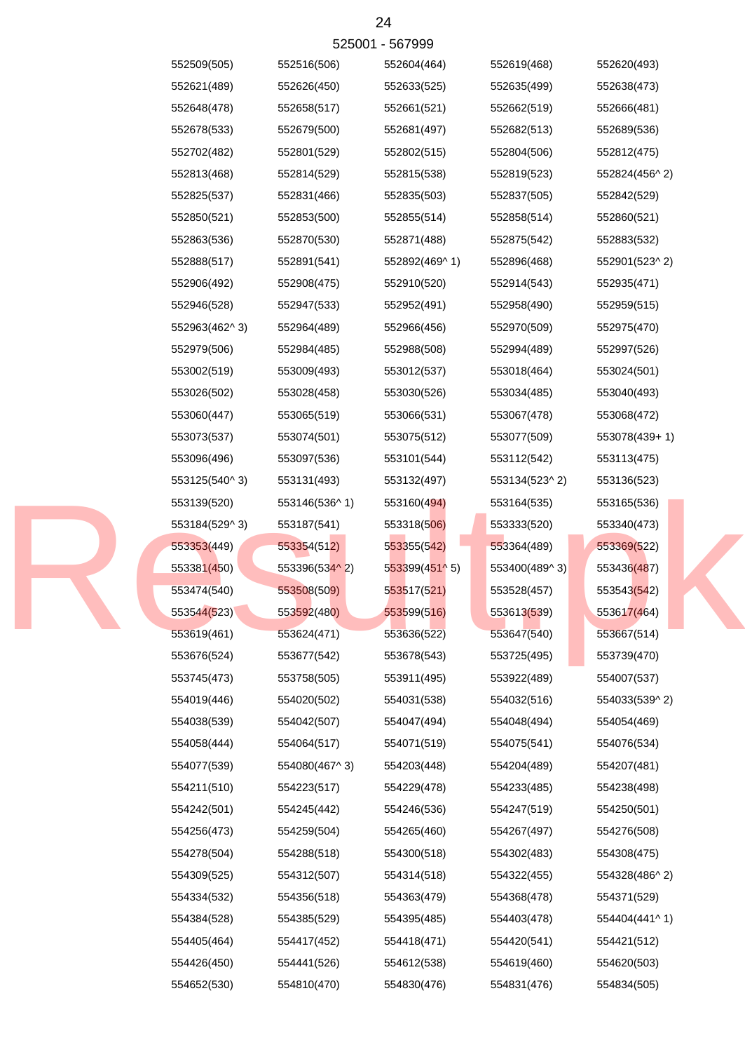525001 - 567999

| | | | | |
|---|---|---|---|---|
| 552509(505) | 552516(506) | 552604(464) | 552619(468) | 552620(493) |
| 552621(489) | 552626(450) | 552633(525) | 552635(499) | 552638(473) |
| 552648(478) | 552658(517) | 552661(521) | 552662(519) | 552666(481) |
| 552678(533) | 552679(500) | 552681(497) | 552682(513) | 552689(536) |
| 552702(482) | 552801(529) | 552802(515) | 552804(506) | 552812(475) |
| 552813(468) | 552814(529) | 552815(538) | 552819(523) | 552824(456^ 2) |
| 552825(537) | 552831(466) | 552835(503) | 552837(505) | 552842(529) |
| 552850(521) | 552853(500) | 552855(514) | 552858(514) | 552860(521) |
| 552863(536) | 552870(530) | 552871(488) | 552875(542) | 552883(532) |
| 552888(517) | 552891(541) | 552892(469^ 1) | 552896(468) | 552901(523^ 2) |
| 552906(492) | 552908(475) | 552910(520) | 552914(543) | 552935(471) |
| 552946(528) | 552947(533) | 552952(491) | 552958(490) | 552959(515) |
| 552963(462^ 3) | 552964(489) | 552966(456) | 552970(509) | 552975(470) |
| 552979(506) | 552984(485) | 552988(508) | 552994(489) | 552997(526) |
| 553002(519) | 553009(493) | 553012(537) | 553018(464) | 553024(501) |
| 553026(502) | 553028(458) | 553030(526) | 553034(485) | 553040(493) |
| 553060(447) | 553065(519) | 553066(531) | 553067(478) | 553068(472) |
| 553073(537) | 553074(501) | 553075(512) | 553077(509) | 553078(439+ 1) |
| 553096(496) | 553097(536) | 553101(544) | 553112(542) | 553113(475) |
| 553125(540^ 3) | 553131(493) | 553132(497) | 553134(523^ 2) | 553136(523) |
| 553139(520) | 553146(536^ 1) | 553160(494) | 553164(535) | 553165(536) |
| 553184(529^ 3) | 553187(541) | 553318(506) | 553333(520) | 553340(473) |
| 553353(449) | 553354(512) | 553355(542) | 553364(489) | 553369(522) |
| 553381(450) | 553396(534^ 2) | 553399(451^ 5) | 553400(489^ 3) | 553436(487) |
| 553474(540) | 553508(509) | 553517(521) | 553528(457) | 553543(542) |
| 553544(523) | 553592(480) | 553599(516) | 553613(539) | 553617(464) |
| 553619(461) | 553624(471) | 553636(522) | 553647(540) | 553667(514) |
| 553676(524) | 553677(542) | 553678(543) | 553725(495) | 553739(470) |
| 553745(473) | 553758(505) | 553911(495) | 553922(489) | 554007(537) |
| 554019(446) | 554020(502) | 554031(538) | 554032(516) | 554033(539^ 2) |
| 554038(539) | 554042(507) | 554047(494) | 554048(494) | 554054(469) |
| 554058(444) | 554064(517) | 554071(519) | 554075(541) | 554076(534) |
| 554077(539) | 554080(467^ 3) | 554203(448) | 554204(489) | 554207(481) |
| 554211(510) | 554223(517) | 554229(478) | 554233(485) | 554238(498) |
| 554242(501) | 554245(442) | 554246(536) | 554247(519) | 554250(501) |
| 554256(473) | 554259(504) | 554265(460) | 554267(497) | 554276(508) |
| 554278(504) | 554288(518) | 554300(518) | 554302(483) | 554308(475) |
| 554309(525) | 554312(507) | 554314(518) | 554322(455) | 554328(486^ 2) |
| 554334(532) | 554356(518) | 554363(479) | 554368(478) | 554371(529) |
| 554384(528) | 554385(529) | 554395(485) | 554403(478) | 554404(441^ 1) |
| 554405(464) | 554417(452) | 554418(471) | 554420(541) | 554421(512) |
| 554426(450) | 554441(526) | 554612(538) | 554619(460) | 554620(503) |
| 554652(530) | 554810(470) | 554830(476) | 554831(476) | 554834(505) |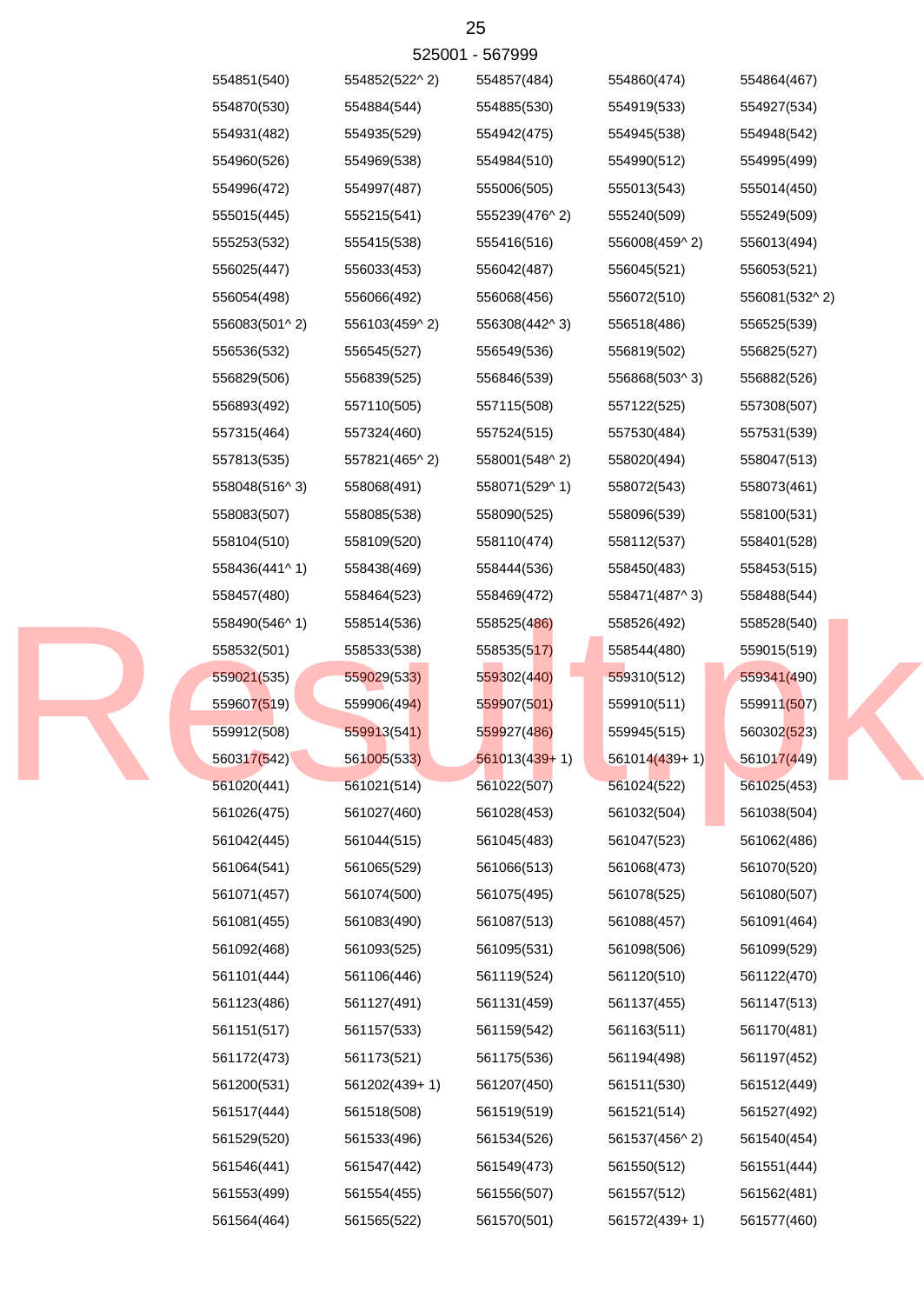525001 - 567999

| | | | | |
|---|---|---|---|---|
| 554851(540) | 554852(522^ 2) | 554857(484) | 554860(474) | 554864(467) |
| 554870(530) | 554884(544) | 554885(530) | 554919(533) | 554927(534) |
| 554931(482) | 554935(529) | 554942(475) | 554945(538) | 554948(542) |
| 554960(526) | 554969(538) | 554984(510) | 554990(512) | 554995(499) |
| 554996(472) | 554997(487) | 555006(505) | 555013(543) | 555014(450) |
| 555015(445) | 555215(541) | 555239(476^ 2) | 555240(509) | 555249(509) |
| 555253(532) | 555415(538) | 555416(516) | 556008(459^ 2) | 556013(494) |
| 556025(447) | 556033(453) | 556042(487) | 556045(521) | 556053(521) |
| 556054(498) | 556066(492) | 556068(456) | 556072(510) | 556081(532^ 2) |
| 556083(501^ 2) | 556103(459^ 2) | 556308(442^ 3) | 556518(486) | 556525(539) |
| 556536(532) | 556545(527) | 556549(536) | 556819(502) | 556825(527) |
| 556829(506) | 556839(525) | 556846(539) | 556868(503^ 3) | 556882(526) |
| 556893(492) | 557110(505) | 557115(508) | 557122(525) | 557308(507) |
| 557315(464) | 557324(460) | 557524(515) | 557530(484) | 557531(539) |
| 557813(535) | 557821(465^ 2) | 558001(548^ 2) | 558020(494) | 558047(513) |
| 558048(516^ 3) | 558068(491) | 558071(529^ 1) | 558072(543) | 558073(461) |
| 558083(507) | 558085(538) | 558090(525) | 558096(539) | 558100(531) |
| 558104(510) | 558109(520) | 558110(474) | 558112(537) | 558401(528) |
| 558436(441^ 1) | 558438(469) | 558444(536) | 558450(483) | 558453(515) |
| 558457(480) | 558464(523) | 558469(472) | 558471(487^ 3) | 558488(544) |
| 558490(546^ 1) | 558514(536) | 558525(486) | 558526(492) | 558528(540) |
| 558532(501) | 558533(538) | 558535(517) | 558544(480) | 559015(519) |
| 559021(535) | 559029(533) | 559302(440) | 559310(512) | 559341(490) |
| 559607(519) | 559906(494) | 559907(501) | 559910(511) | 559911(507) |
| 559912(508) | 559913(541) | 559927(486) | 559945(515) | 560302(523) |
| 560317(542) | 561005(533) | 561013(439+ 1) | 561014(439+ 1) | 561017(449) |
| 561020(441) | 561021(514) | 561022(507) | 561024(522) | 561025(453) |
| 561026(475) | 561027(460) | 561028(453) | 561032(504) | 561038(504) |
| 561042(445) | 561044(515) | 561045(483) | 561047(523) | 561062(486) |
| 561064(541) | 561065(529) | 561066(513) | 561068(473) | 561070(520) |
| 561071(457) | 561074(500) | 561075(495) | 561078(525) | 561080(507) |
| 561081(455) | 561083(490) | 561087(513) | 561088(457) | 561091(464) |
| 561092(468) | 561093(525) | 561095(531) | 561098(506) | 561099(529) |
| 561101(444) | 561106(446) | 561119(524) | 561120(510) | 561122(470) |
| 561123(486) | 561127(491) | 561131(459) | 561137(455) | 561147(513) |
| 561151(517) | 561157(533) | 561159(542) | 561163(511) | 561170(481) |
| 561172(473) | 561173(521) | 561175(536) | 561194(498) | 561197(452) |
| 561200(531) | 561202(439+ 1) | 561207(450) | 561511(530) | 561512(449) |
| 561517(444) | 561518(508) | 561519(519) | 561521(514) | 561527(492) |
| 561529(520) | 561533(496) | 561534(526) | 561537(456^ 2) | 561540(454) |
| 561546(441) | 561547(442) | 561549(473) | 561550(512) | 561551(444) |
| 561553(499) | 561554(455) | 561556(507) | 561557(512) | 561562(481) |
| 561564(464) | 561565(522) | 561570(501) | 561572(439+ 1) | 561577(460) |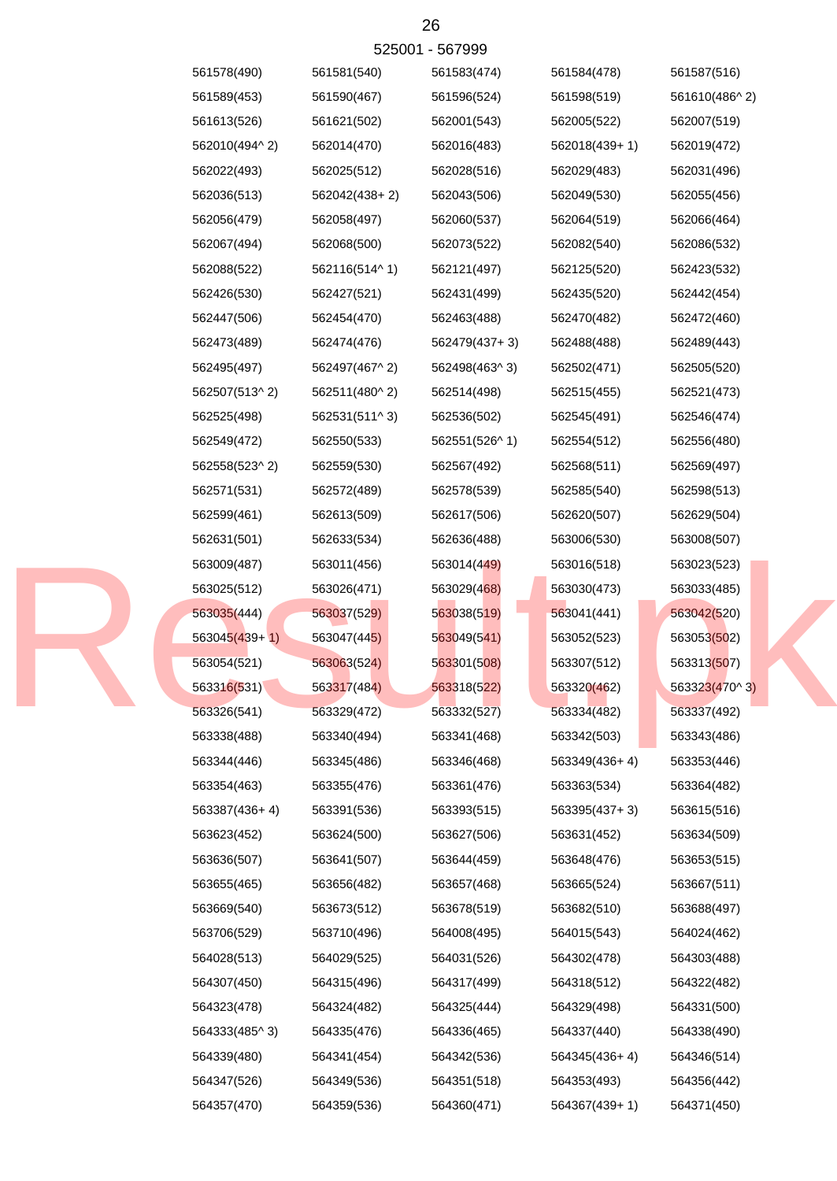525001 - 567999

| | | | | |
|---|---|---|---|---|
| 561578(490) | 561581(540) | 561583(474) | 561584(478) | 561587(516) |
| 561589(453) | 561590(467) | 561596(524) | 561598(519) | 561610(486^ 2) |
| 561613(526) | 561621(502) | 562001(543) | 562005(522) | 562007(519) |
| 562010(494^ 2) | 562014(470) | 562016(483) | 562018(439+ 1) | 562019(472) |
| 562022(493) | 562025(512) | 562028(516) | 562029(483) | 562031(496) |
| 562036(513) | 562042(438+ 2) | 562043(506) | 562049(530) | 562055(456) |
| 562056(479) | 562058(497) | 562060(537) | 562064(519) | 562066(464) |
| 562067(494) | 562068(500) | 562073(522) | 562082(540) | 562086(532) |
| 562088(522) | 562116(514^ 1) | 562121(497) | 562125(520) | 562423(532) |
| 562426(530) | 562427(521) | 562431(499) | 562435(520) | 562442(454) |
| 562447(506) | 562454(470) | 562463(488) | 562470(482) | 562472(460) |
| 562473(489) | 562474(476) | 562479(437+ 3) | 562488(488) | 562489(443) |
| 562495(497) | 562497(467^ 2) | 562498(463^ 3) | 562502(471) | 562505(520) |
| 562507(513^ 2) | 562511(480^ 2) | 562514(498) | 562515(455) | 562521(473) |
| 562525(498) | 562531(511^ 3) | 562536(502) | 562545(491) | 562546(474) |
| 562549(472) | 562550(533) | 562551(526^ 1) | 562554(512) | 562556(480) |
| 562558(523^ 2) | 562559(530) | 562567(492) | 562568(511) | 562569(497) |
| 562571(531) | 562572(489) | 562578(539) | 562585(540) | 562598(513) |
| 562599(461) | 562613(509) | 562617(506) | 562620(507) | 562629(504) |
| 562631(501) | 562633(534) | 562636(488) | 563006(530) | 563008(507) |
| 563009(487) | 563011(456) | 563014(449) | 563016(518) | 563023(523) |
| 563025(512) | 563026(471) | 563029(468) | 563030(473) | 563033(485) |
| 563035(444) | 563037(529) | 563038(519) | 563041(441) | 563042(520) |
| 563045(439+ 1) | 563047(445) | 563049(541) | 563052(523) | 563053(502) |
| 563054(521) | 563063(524) | 563301(508) | 563307(512) | 563313(507) |
| 563316(531) | 563317(484) | 563318(522) | 563320(462) | 563323(470^ 3) |
| 563326(541) | 563329(472) | 563332(527) | 563334(482) | 563337(492) |
| 563338(488) | 563340(494) | 563341(468) | 563342(503) | 563343(486) |
| 563344(446) | 563345(486) | 563346(468) | 563349(436+ 4) | 563353(446) |
| 563354(463) | 563355(476) | 563361(476) | 563363(534) | 563364(482) |
| 563387(436+ 4) | 563391(536) | 563393(515) | 563395(437+ 3) | 563615(516) |
| 563623(452) | 563624(500) | 563627(506) | 563631(452) | 563634(509) |
| 563636(507) | 563641(507) | 563644(459) | 563648(476) | 563653(515) |
| 563655(465) | 563656(482) | 563657(468) | 563665(524) | 563667(511) |
| 563669(540) | 563673(512) | 563678(519) | 563682(510) | 563688(497) |
| 563706(529) | 563710(496) | 564008(495) | 564015(543) | 564024(462) |
| 564028(513) | 564029(525) | 564031(526) | 564302(478) | 564303(488) |
| 564307(450) | 564315(496) | 564317(499) | 564318(512) | 564322(482) |
| 564323(478) | 564324(482) | 564325(444) | 564329(498) | 564331(500) |
| 564333(485^ 3) | 564335(476) | 564336(465) | 564337(440) | 564338(490) |
| 564339(480) | 564341(454) | 564342(536) | 564345(436+ 4) | 564346(514) |
| 564347(526) | 564349(536) | 564351(518) | 564353(493) | 564356(442) |
| 564357(470) | 564359(536) | 564360(471) | 564367(439+ 1) | 564371(450) |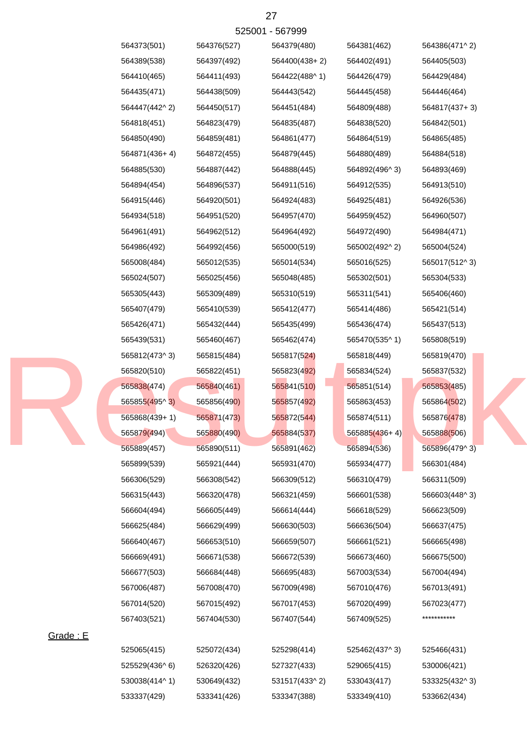525001 - 567999

| | | | | |
|---|---|---|---|---|
| 564373(501) | 564376(527) | 564379(480) | 564381(462) | 564386(471^ 2) |
| 564389(538) | 564397(492) | 564400(438+ 2) | 564402(491) | 564405(503) |
| 564410(465) | 564411(493) | 564422(488^ 1) | 564426(479) | 564429(484) |
| 564435(471) | 564438(509) | 564443(542) | 564445(458) | 564446(464) |
| 564447(442^ 2) | 564450(517) | 564451(484) | 564809(488) | 564817(437+ 3) |
| 564818(451) | 564823(479) | 564835(487) | 564838(520) | 564842(501) |
| 564850(490) | 564859(481) | 564861(477) | 564864(519) | 564865(485) |
| 564871(436+ 4) | 564872(455) | 564879(445) | 564880(489) | 564884(518) |
| 564885(530) | 564887(442) | 564888(445) | 564892(496^ 3) | 564893(469) |
| 564894(454) | 564896(537) | 564911(516) | 564912(535) | 564913(510) |
| 564915(446) | 564920(501) | 564924(483) | 564925(481) | 564926(536) |
| 564934(518) | 564951(520) | 564957(470) | 564959(452) | 564960(507) |
| 564961(491) | 564962(512) | 564964(492) | 564972(490) | 564984(471) |
| 564986(492) | 564992(456) | 565000(519) | 565002(492^ 2) | 565004(524) |
| 565008(484) | 565012(535) | 565014(534) | 565016(525) | 565017(512^ 3) |
| 565024(507) | 565025(456) | 565048(485) | 565302(501) | 565304(533) |
| 565305(443) | 565309(489) | 565310(519) | 565311(541) | 565406(460) |
| 565407(479) | 565410(539) | 565412(477) | 565414(486) | 565421(514) |
| 565426(471) | 565432(444) | 565435(499) | 565436(474) | 565437(513) |
| 565439(531) | 565460(467) | 565462(474) | 565470(535^ 1) | 565808(519) |
| 565812(473^ 3) | 565815(484) | 565817(524) | 565818(449) | 565819(470) |
| 565820(510) | 565822(451) | 565823(492) | 565834(524) | 565837(532) |
| 565838(474) | 565840(461) | 565841(510) | 565851(514) | 565853(485) |
| 565855(495^ 3) | 565856(490) | 565857(492) | 565863(453) | 565864(502) |
| 565868(439+ 1) | 565871(473) | 565872(544) | 565874(511) | 565876(478) |
| 565879(494) | 565880(490) | 565884(537) | 565885(436+ 4) | 565888(506) |
| 565889(457) | 565890(511) | 565891(462) | 565894(536) | 565896(479^ 3) |
| 565899(539) | 565921(444) | 565931(470) | 565934(477) | 566301(484) |
| 566306(529) | 566308(542) | 566309(512) | 566310(479) | 566311(509) |
| 566315(443) | 566320(478) | 566321(459) | 566601(538) | 566603(448^ 3) |
| 566604(494) | 566605(449) | 566614(444) | 566618(529) | 566623(509) |
| 566625(484) | 566629(499) | 566630(503) | 566636(504) | 566637(475) |
| 566640(467) | 566653(510) | 566659(507) | 566661(521) | 566665(498) |
| 566669(491) | 566671(538) | 566672(539) | 566673(460) | 566675(500) |
| 566677(503) | 566684(448) | 566695(483) | 567003(534) | 567004(494) |
| 567006(487) | 567008(470) | 567009(498) | 567010(476) | 567013(491) |
| 567014(520) | 567015(492) | 567017(453) | 567020(499) | 567023(477) |
| 567403(521) | 567404(530) | 567407(544) | 567409(525) | *********** |

Grade : E

| | | | | |
|---|---|---|---|---|
| 525065(415) | 525072(434) | 525298(414) | 525462(437^ 3) | 525466(431) |
| 525529(436^ 6) | 526320(426) | 527327(433) | 529065(415) | 530006(421) |
| 530038(414^ 1) | 530649(432) | 531517(433^ 2) | 533043(417) | 533325(432^ 3) |
| 533337(429) | 533341(426) | 533347(388) | 533349(410) | 533662(434) |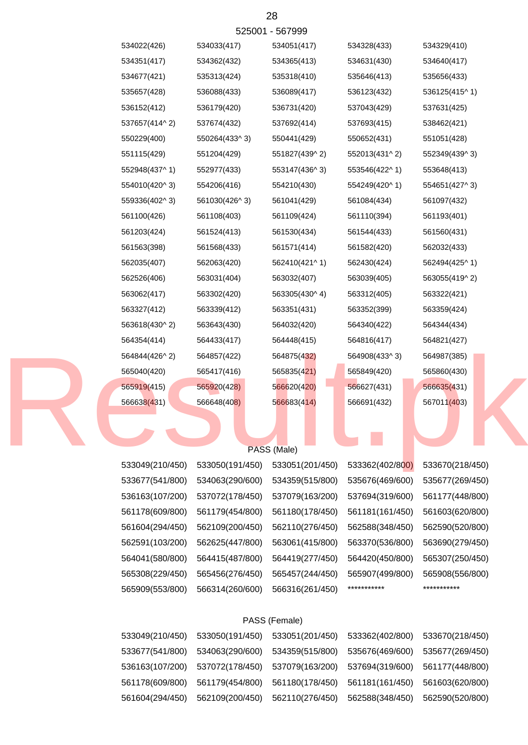525001 - 567999

| | | | | |
|---|---|---|---|---|
| 534022(426) | 534033(417) | 534051(417) | 534328(433) | 534329(410) |
| 534351(417) | 534362(432) | 534365(413) | 534631(430) | 534640(417) |
| 534677(421) | 535313(424) | 535318(410) | 535646(413) | 535656(433) |
| 535657(428) | 536088(433) | 536089(417) | 536123(432) | 536125(415^ 1) |
| 536152(412) | 536179(420) | 536731(420) | 537043(429) | 537631(425) |
| 537657(414^ 2) | 537674(432) | 537692(414) | 537693(415) | 538462(421) |
| 550229(400) | 550264(433^ 3) | 550441(429) | 550652(431) | 551051(428) |
| 551115(429) | 551204(429) | 551827(439^ 2) | 552013(431^ 2) | 552349(439^ 3) |
| 552948(437^ 1) | 552977(433) | 553147(436^ 3) | 553546(422^ 1) | 553648(413) |
| 554010(420^ 3) | 554206(416) | 554210(430) | 554249(420^ 1) | 554651(427^ 3) |
| 559336(402^ 3) | 561030(426^ 3) | 561041(429) | 561084(434) | 561097(432) |
| 561100(426) | 561108(403) | 561109(424) | 561110(394) | 561193(401) |
| 561203(424) | 561524(413) | 561530(434) | 561544(433) | 561560(431) |
| 561563(398) | 561568(433) | 561571(414) | 561582(420) | 562032(433) |
| 562035(407) | 562063(420) | 562410(421^ 1) | 562430(424) | 562494(425^ 1) |
| 562526(406) | 563031(404) | 563032(407) | 563039(405) | 563055(419^ 2) |
| 563062(417) | 563302(420) | 563305(430^ 4) | 563312(405) | 563322(421) |
| 563327(412) | 563339(412) | 563351(431) | 563352(399) | 563359(424) |
| 563618(430^ 2) | 563643(430) | 564032(420) | 564340(422) | 564344(434) |
| 564354(414) | 564433(417) | 564448(415) | 564816(417) | 564821(427) |
| 564844(426^ 2) | 564857(422) | 564875(432) | 564908(433^ 3) | 564987(385) |
| 565040(420) | 565417(416) | 565835(421) | 565849(420) | 565860(430) |
| 565919(415) | 565920(428) | 566620(420) | 566627(431) | 566635(431) |
| 566638(431) | 566648(408) | 566683(414) | 566691(432) | 567011(403) |

PASS (Male)

| | | | | |
|---|---|---|---|---|
| 533049(210/450) | 533050(191/450) | 533051(201/450) | 533362(402/800) | 533670(218/450) |
| 533677(541/800) | 534063(290/600) | 534359(515/800) | 535676(469/600) | 535677(269/450) |
| 536163(107/200) | 537072(178/450) | 537079(163/200) | 537694(319/600) | 561177(448/800) |
| 561178(609/800) | 561179(454/800) | 561180(178/450) | 561181(161/450) | 561603(620/800) |
| 561604(294/450) | 562109(200/450) | 562110(276/450) | 562588(348/450) | 562590(520/800) |
| 562591(103/200) | 562625(447/800) | 563061(415/800) | 563370(536/800) | 563690(279/450) |
| 564041(580/800) | 564415(487/800) | 564419(277/450) | 564420(450/800) | 565307(250/450) |
| 565308(229/450) | 565456(276/450) | 565457(244/450) | 565907(499/800) | 565908(556/800) |
| 565909(553/800) | 566314(260/600) | 566316(261/450) | *********** | *********** |

PASS (Female)

| | | | | |
|---|---|---|---|---|
| 533049(210/450) | 533050(191/450) | 533051(201/450) | 533362(402/800) | 533670(218/450) |
| 533677(541/800) | 534063(290/600) | 534359(515/800) | 535676(469/600) | 535677(269/450) |
| 536163(107/200) | 537072(178/450) | 537079(163/200) | 537694(319/600) | 561177(448/800) |
| 561178(609/800) | 561179(454/800) | 561180(178/450) | 561181(161/450) | 561603(620/800) |
| 561604(294/450) | 562109(200/450) | 562110(276/450) | 562588(348/450) | 562590(520/800) |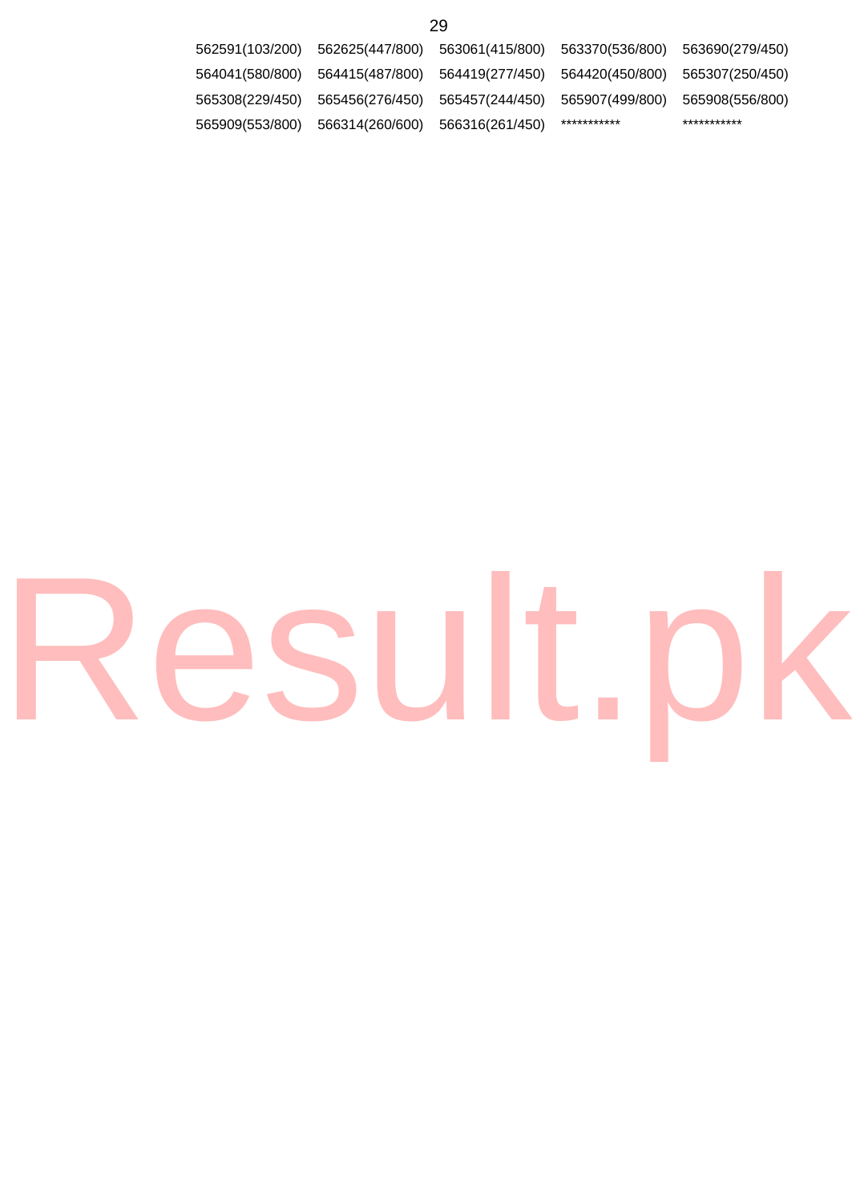| | | | | |
|---|---|---|---|---|
| 562591(103/200) | 562625(447/800) | 563061(415/800) | 563370(536/800) | 563690(279/450) |
| 564041(580/800) | 564415(487/800) | 564419(277/450) | 564420(450/800) | 565307(250/450) |
| 565308(229/450) | 565456(276/450) | 565457(244/450) | 565907(499/800) | 565908(556/800) |
| 565909(553/800) | 566314(260/600) | 566316(261/450) | *********** | *********** |